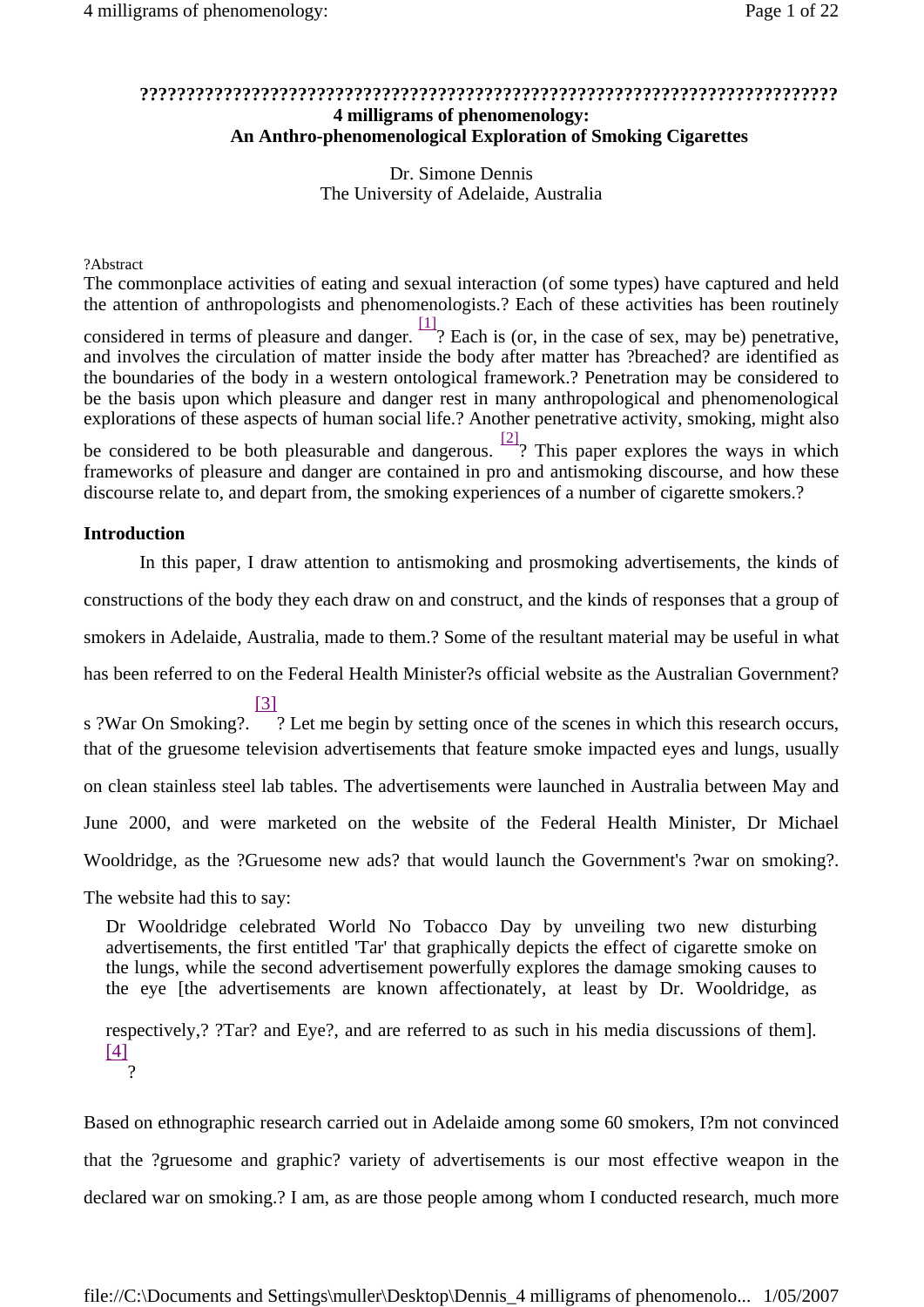**????????????????????????????????????????????????????????????????????????**

# 4 milligrams of phenomenology: An Anthro-phenomenological Exploration of Smoking Cigarettes

Dr. Simone Dennis
The University of Adelaide, Australia

?Abstract

The commonplace activities of eating and sexual interaction (of some types) have captured and held the attention of anthropologists and phenomenologists.? Each of these activities has been routinely considered in terms of pleasure and danger. [1]? Each is (or, in the case of sex, may be) penetrative, and involves the circulation of matter inside the body after matter has ?breached? are identified as the boundaries of the body in a western ontological framework.? Penetration may be considered to be the basis upon which pleasure and danger rest in many anthropological and phenomenological explorations of these aspects of human social life.? Another penetrative activity, smoking, might also be considered to be both pleasurable and dangerous. [2]? This paper explores the ways in which frameworks of pleasure and danger are contained in pro and antismoking discourse, and how these discourse relate to, and depart from, the smoking experiences of a number of cigarette smokers.?

## Introduction

In this paper, I draw attention to antismoking and prosmoking advertisements, the kinds of constructions of the body they each draw on and construct, and the kinds of responses that a group of smokers in Adelaide, Australia, made to them.? Some of the resultant material may be useful in what has been referred to on the Federal Health Minister?s official website as the Australian Government?s ?War On Smoking?. [3]? Let me begin by setting once of the scenes in which this research occurs, that of the gruesome television advertisements that feature smoke impacted eyes and lungs, usually on clean stainless steel lab tables. The advertisements were launched in Australia between May and June 2000, and were marketed on the website of the Federal Health Minister, Dr Michael Wooldridge, as the ?Gruesome new ads? that would launch the Government's ?war on smoking?. The website had this to say:

> Dr Wooldridge celebrated World No Tobacco Day by unveiling two new disturbing advertisements, the first entitled 'Tar' that graphically depicts the effect of cigarette smoke on the lungs, while the second advertisement powerfully explores the damage smoking causes to the eye [the advertisements are known affectionately, at least by Dr. Wooldridge, as respectively,? ?Tar? and Eye?, and are referred to as such in his media discussions of them]. [4]
> ?

Based on ethnographic research carried out in Adelaide among some 60 smokers, I?m not convinced that the ?gruesome and graphic? variety of advertisements is our most effective weapon in the declared war on smoking.? I am, as are those people among whom I conducted research, much more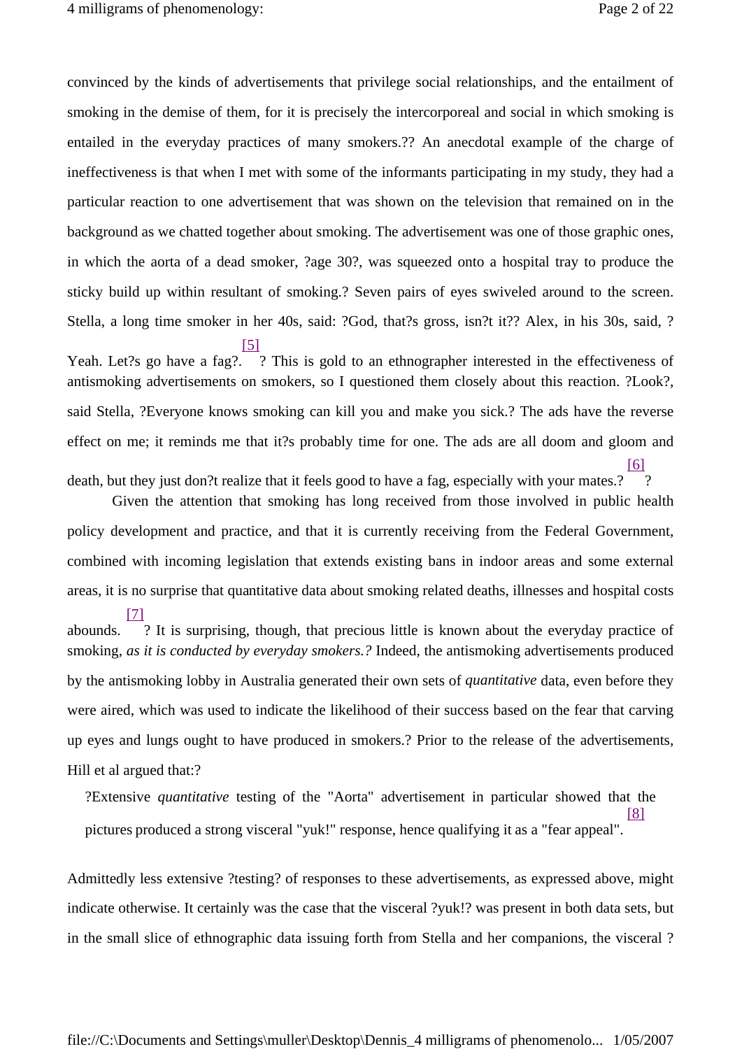convinced by the kinds of advertisements that privilege social relationships, and the entailment of smoking in the demise of them, for it is precisely the intercorporeal and social in which smoking is entailed in the everyday practices of many smokers.?? An anecdotal example of the charge of ineffectiveness is that when I met with some of the informants participating in my study, they had a particular reaction to one advertisement that was shown on the television that remained on in the background as we chatted together about smoking. The advertisement was one of those graphic ones, in which the aorta of a dead smoker, ?age 30?, was squeezed onto a hospital tray to produce the sticky build up within resultant of smoking.? Seven pairs of eyes swiveled around to the screen. Stella, a long time smoker in her 40s, said: ?God, that?s gross, isn?t it?? Alex, in his 30s, said, ?Yeah. Let?s go have a fag?.[5] ? This is gold to an ethnographer interested in the effectiveness of antismoking advertisements on smokers, so I questioned them closely about this reaction. ?Look?, said Stella, ?Everyone knows smoking can kill you and make you sick.? The ads have the reverse effect on me; it reminds me that it?s probably time for one. The ads are all doom and gloom and death, but they just don?t realize that it feels good to have a fag, especially with your mates.?[6] ?

Given the attention that smoking has long received from those involved in public health policy development and practice, and that it is currently receiving from the Federal Government, combined with incoming legislation that extends existing bans in indoor areas and some external areas, it is no surprise that quantitative data about smoking related deaths, illnesses and hospital costs abounds.[7] ? It is surprising, though, that precious little is known about the everyday practice of smoking, *as it is conducted by everyday smokers.?* Indeed, the antismoking advertisements produced by the antismoking lobby in Australia generated their own sets of *quantitative* data, even before they were aired, which was used to indicate the likelihood of their success based on the fear that carving up eyes and lungs ought to have produced in smokers.? Prior to the release of the advertisements, Hill et al argued that:?

> ?Extensive *quantitative* testing of the "Aorta" advertisement in particular showed that the pictures produced a strong visceral "yuk!" response, hence qualifying it as a "fear appeal".[8]

Admittedly less extensive ?testing? of responses to these advertisements, as expressed above, might indicate otherwise. It certainly was the case that the visceral ?yuk!? was present in both data sets, but in the small slice of ethnographic data issuing forth from Stella and her companions, the visceral ?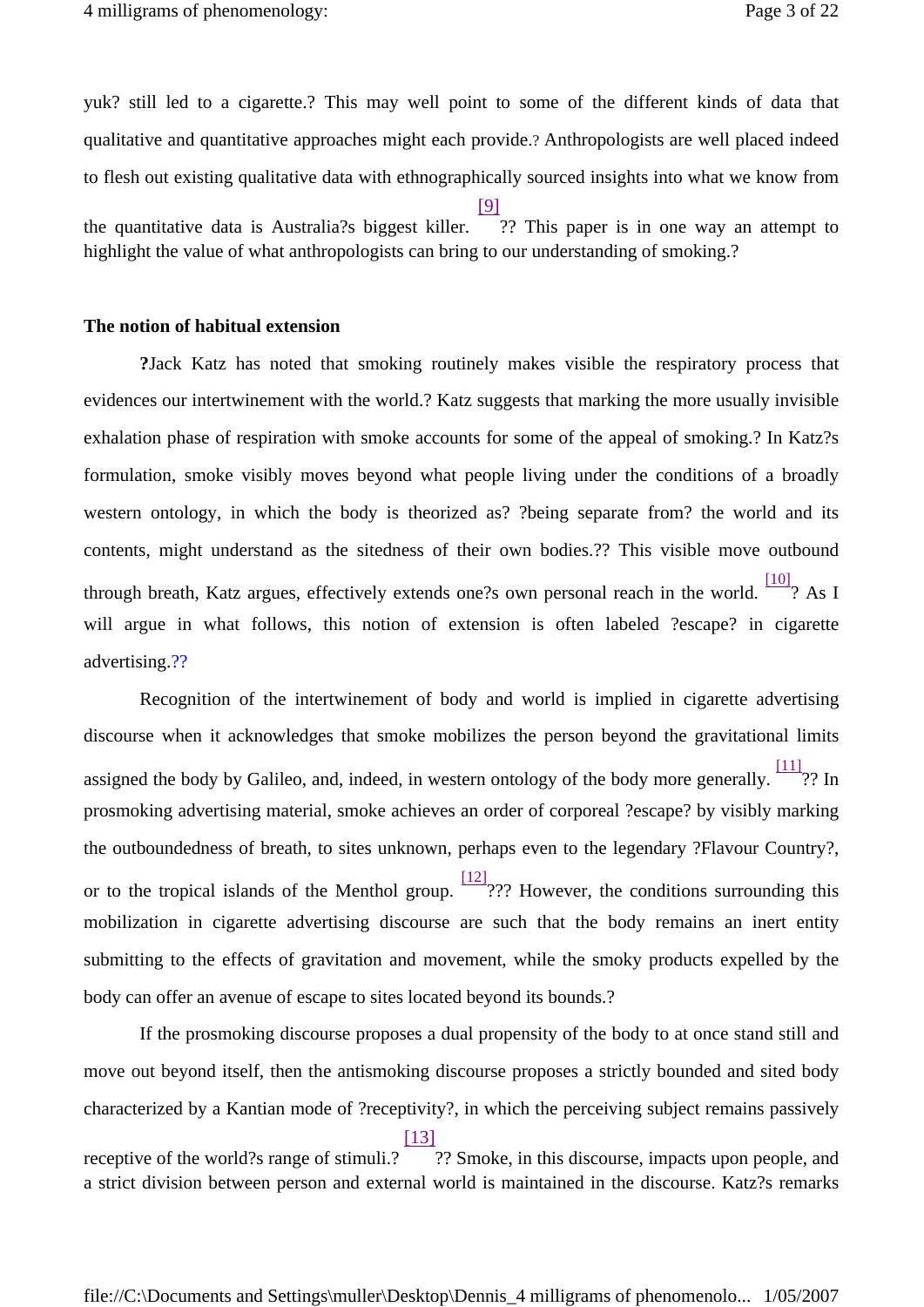yuk? still led to a cigarette.? This may well point to some of the different kinds of data that qualitative and quantitative approaches might each provide.? Anthropologists are well placed indeed to flesh out existing qualitative data with ethnographically sourced insights into what we know from the quantitative data is Australia?s biggest killer. [9] ?? This paper is in one way an attempt to highlight the value of what anthropologists can bring to our understanding of smoking.?

**The notion of habitual extension**

**?**Jack Katz has noted that smoking routinely makes visible the respiratory process that evidences our intertwinement with the world.? Katz suggests that marking the more usually invisible exhalation phase of respiration with smoke accounts for some of the appeal of smoking.? In Katz?s formulation, smoke visibly moves beyond what people living under the conditions of a broadly western ontology, in which the body is theorized as? ?being separate from? the world and its contents, might understand as the sitedness of their own bodies.?? This visible move outbound through breath, Katz argues, effectively extends one?s own personal reach in the world. [10]? As I will argue in what follows, this notion of extension is often labeled ?escape? in cigarette advertising.??

Recognition of the intertwinement of body and world is implied in cigarette advertising discourse when it acknowledges that smoke mobilizes the person beyond the gravitational limits assigned the body by Galileo, and, indeed, in western ontology of the body more generally. [11]?? In prosmoking advertising material, smoke achieves an order of corporeal ?escape? by visibly marking the outboundedness of breath, to sites unknown, perhaps even to the legendary ?Flavour Country?, or to the tropical islands of the Menthol group. [12]??? However, the conditions surrounding this mobilization in cigarette advertising discourse are such that the body remains an inert entity submitting to the effects of gravitation and movement, while the smoky products expelled by the body can offer an avenue of escape to sites located beyond its bounds.?

If the prosmoking discourse proposes a dual propensity of the body to at once stand still and move out beyond itself, then the antismoking discourse proposes a strictly bounded and sited body characterized by a Kantian mode of ?receptivity?, in which the perceiving subject remains passively receptive of the world?s range of stimuli.? [13] ?? Smoke, in this discourse, impacts upon people, and a strict division between person and external world is maintained in the discourse. Katz?s remarks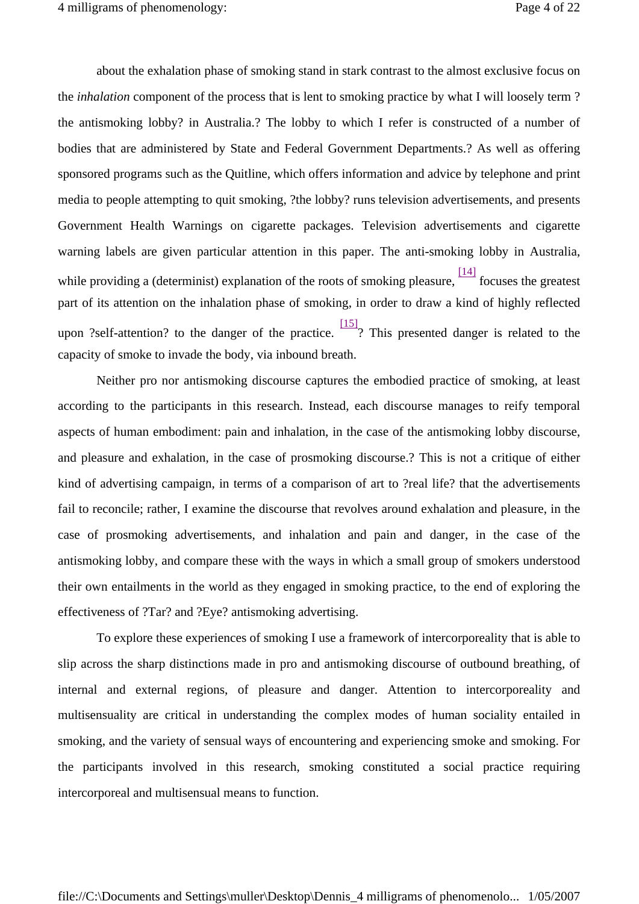about the exhalation phase of smoking stand in stark contrast to the almost exclusive focus on the *inhalation* component of the process that is lent to smoking practice by what I will loosely term ?the antismoking lobby? in Australia.? The lobby to which I refer is constructed of a number of bodies that are administered by State and Federal Government Departments.? As well as offering sponsored programs such as the Quitline, which offers information and advice by telephone and print media to people attempting to quit smoking, ?the lobby? runs television advertisements, and presents Government Health Warnings on cigarette packages. Television advertisements and cigarette warning labels are given particular attention in this paper. The anti-smoking lobby in Australia, while providing a (determinist) explanation of the roots of smoking pleasure, [14] focuses the greatest part of its attention on the inhalation phase of smoking, in order to draw a kind of highly reflected upon ?self-attention? to the danger of the practice. [15]? This presented danger is related to the capacity of smoke to invade the body, via inbound breath.

Neither pro nor antismoking discourse captures the embodied practice of smoking, at least according to the participants in this research. Instead, each discourse manages to reify temporal aspects of human embodiment: pain and inhalation, in the case of the antismoking lobby discourse, and pleasure and exhalation, in the case of prosmoking discourse.? This is not a critique of either kind of advertising campaign, in terms of a comparison of art to ?real life? that the advertisements fail to reconcile; rather, I examine the discourse that revolves around exhalation and pleasure, in the case of prosmoking advertisements, and inhalation and pain and danger, in the case of the antismoking lobby, and compare these with the ways in which a small group of smokers understood their own entailments in the world as they engaged in smoking practice, to the end of exploring the effectiveness of ?Tar? and ?Eye? antismoking advertising.

To explore these experiences of smoking I use a framework of intercorporeality that is able to slip across the sharp distinctions made in pro and antismoking discourse of outbound breathing, of internal and external regions, of pleasure and danger. Attention to intercorporeality and multisensuality are critical in understanding the complex modes of human sociality entailed in smoking, and the variety of sensual ways of encountering and experiencing smoke and smoking. For the participants involved in this research, smoking constituted a social practice requiring intercorporeal and multisensual means to function.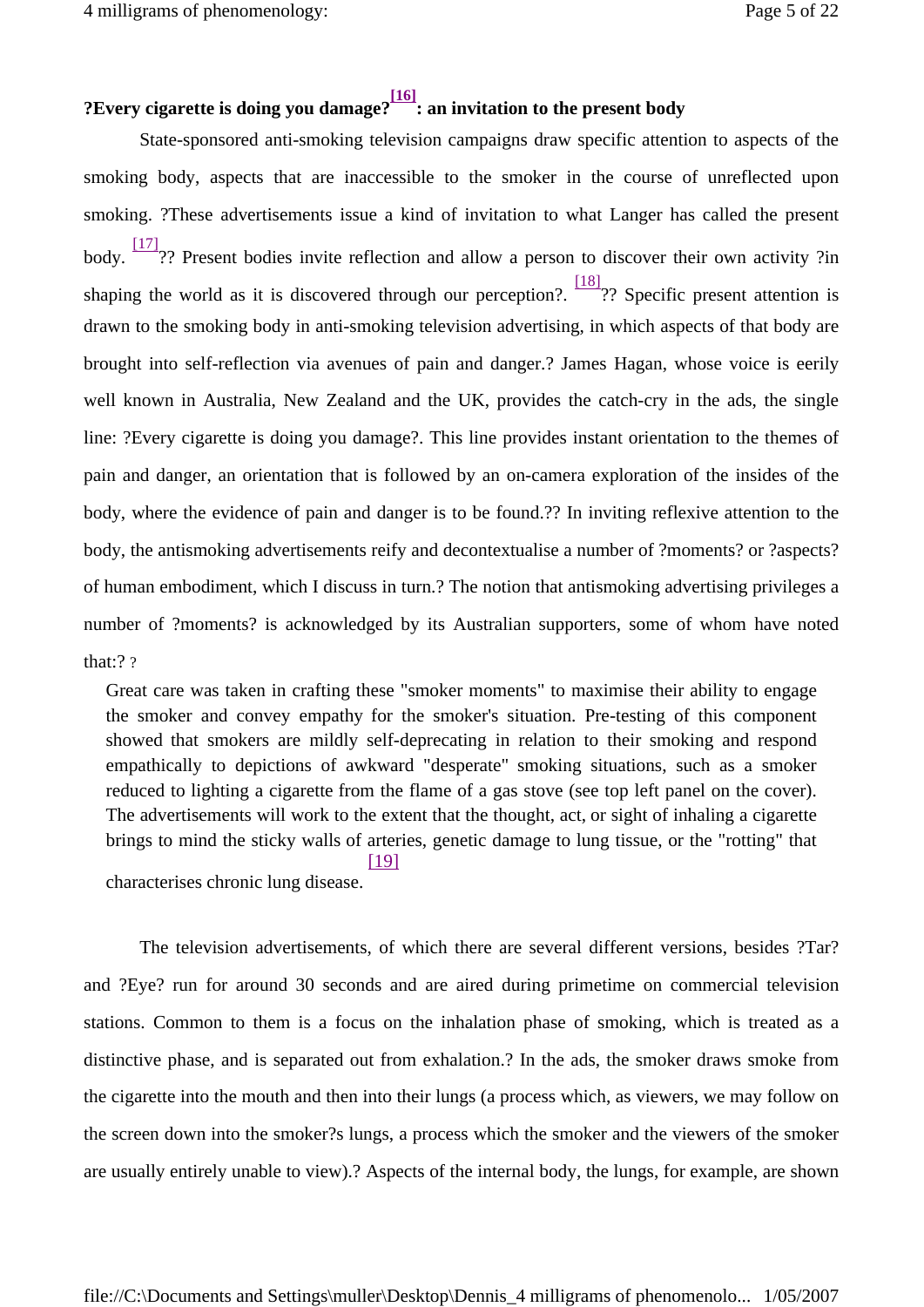## ?Every cigarette is doing you damage?[16]: an invitation to the present body

State-sponsored anti-smoking television campaigns draw specific attention to aspects of the smoking body, aspects that are inaccessible to the smoker in the course of unreflected upon smoking. ?These advertisements issue a kind of invitation to what Langer has called the present body. [17]?? Present bodies invite reflection and allow a person to discover their own activity ?in shaping the world as it is discovered through our perception?. [18]?? Specific present attention is drawn to the smoking body in anti-smoking television advertising, in which aspects of that body are brought into self-reflection via avenues of pain and danger.? James Hagan, whose voice is eerily well known in Australia, New Zealand and the UK, provides the catch-cry in the ads, the single line: ?Every cigarette is doing you damage?. This line provides instant orientation to the themes of pain and danger, an orientation that is followed by an on-camera exploration of the insides of the body, where the evidence of pain and danger is to be found.?? In inviting reflexive attention to the body, the antismoking advertisements reify and decontextualise a number of ?moments? or ?aspects? of human embodiment, which I discuss in turn.? The notion that antismoking advertising privileges a number of ?moments? is acknowledged by its Australian supporters, some of whom have noted that:? ?

> Great care was taken in crafting these "smoker moments" to maximise their ability to engage the smoker and convey empathy for the smoker's situation. Pre-testing of this component showed that smokers are mildly self-deprecating in relation to their smoking and respond empathically to depictions of awkward "desperate" smoking situations, such as a smoker reduced to lighting a cigarette from the flame of a gas stove (see top left panel on the cover). The advertisements will work to the extent that the thought, act, or sight of inhaling a cigarette brings to mind the sticky walls of arteries, genetic damage to lung tissue, or the "rotting" that characterises chronic lung disease.[19]

The television advertisements, of which there are several different versions, besides ?Tar? and ?Eye? run for around 30 seconds and are aired during primetime on commercial television stations. Common to them is a focus on the inhalation phase of smoking, which is treated as a distinctive phase, and is separated out from exhalation.? In the ads, the smoker draws smoke from the cigarette into the mouth and then into their lungs (a process which, as viewers, we may follow on the screen down into the smoker?s lungs, a process which the smoker and the viewers of the smoker are usually entirely unable to view).? Aspects of the internal body, the lungs, for example, are shown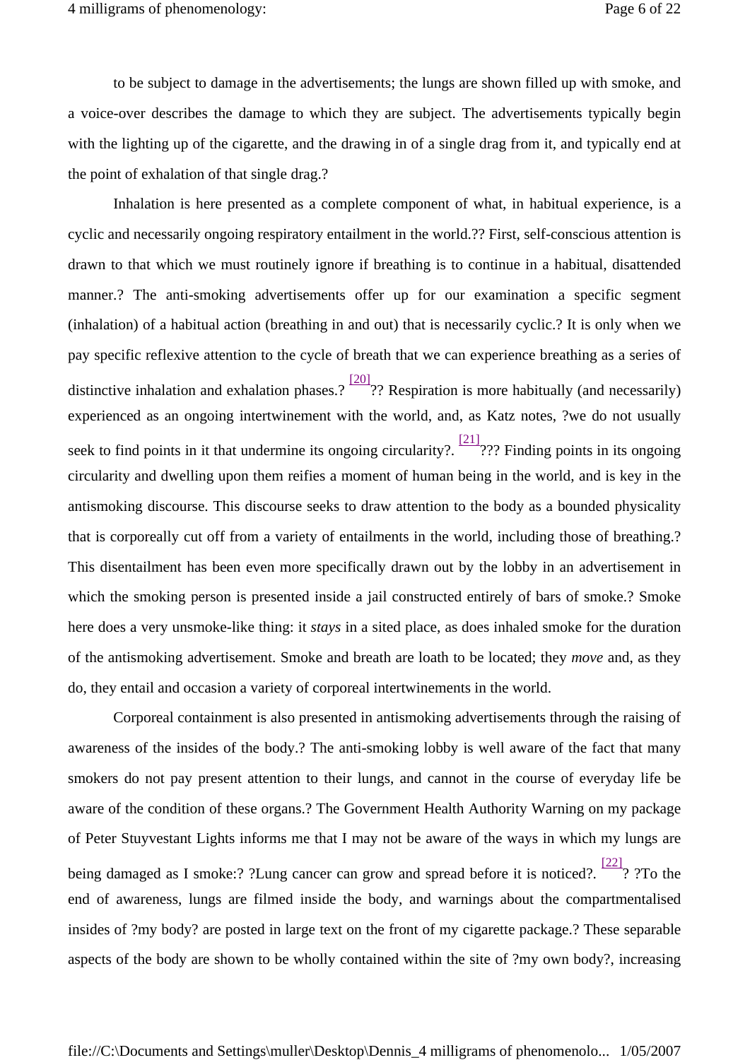to be subject to damage in the advertisements; the lungs are shown filled up with smoke, and a voice-over describes the damage to which they are subject. The advertisements typically begin with the lighting up of the cigarette, and the drawing in of a single drag from it, and typically end at the point of exhalation of that single drag.?

Inhalation is here presented as a complete component of what, in habitual experience, is a cyclic and necessarily ongoing respiratory entailment in the world.?? First, self-conscious attention is drawn to that which we must routinely ignore if breathing is to continue in a habitual, disattended manner.? The anti-smoking advertisements offer up for our examination a specific segment (inhalation) of a habitual action (breathing in and out) that is necessarily cyclic.? It is only when we pay specific reflexive attention to the cycle of breath that we can experience breathing as a series of distinctive inhalation and exhalation phases.? [20]?? Respiration is more habitually (and necessarily) experienced as an ongoing intertwinement with the world, and, as Katz notes, ?we do not usually seek to find points in it that undermine its ongoing circularity?. [21]??? Finding points in its ongoing circularity and dwelling upon them reifies a moment of human being in the world, and is key in the antismoking discourse. This discourse seeks to draw attention to the body as a bounded physicality that is corporeally cut off from a variety of entailments in the world, including those of breathing.? This disentailment has been even more specifically drawn out by the lobby in an advertisement in which the smoking person is presented inside a jail constructed entirely of bars of smoke.? Smoke here does a very unsmoke-like thing: it *stays* in a sited place, as does inhaled smoke for the duration of the antismoking advertisement. Smoke and breath are loath to be located; they *move* and, as they do, they entail and occasion a variety of corporeal intertwinements in the world.

Corporeal containment is also presented in antismoking advertisements through the raising of awareness of the insides of the body.? The anti-smoking lobby is well aware of the fact that many smokers do not pay present attention to their lungs, and cannot in the course of everyday life be aware of the condition of these organs.? The Government Health Authority Warning on my package of Peter Stuyvestant Lights informs me that I may not be aware of the ways in which my lungs are being damaged as I smoke:? ?Lung cancer can grow and spread before it is noticed?. [22]? ?To the end of awareness, lungs are filmed inside the body, and warnings about the compartmentalised insides of ?my body? are posted in large text on the front of my cigarette package.? These separable aspects of the body are shown to be wholly contained within the site of ?my own body?, increasing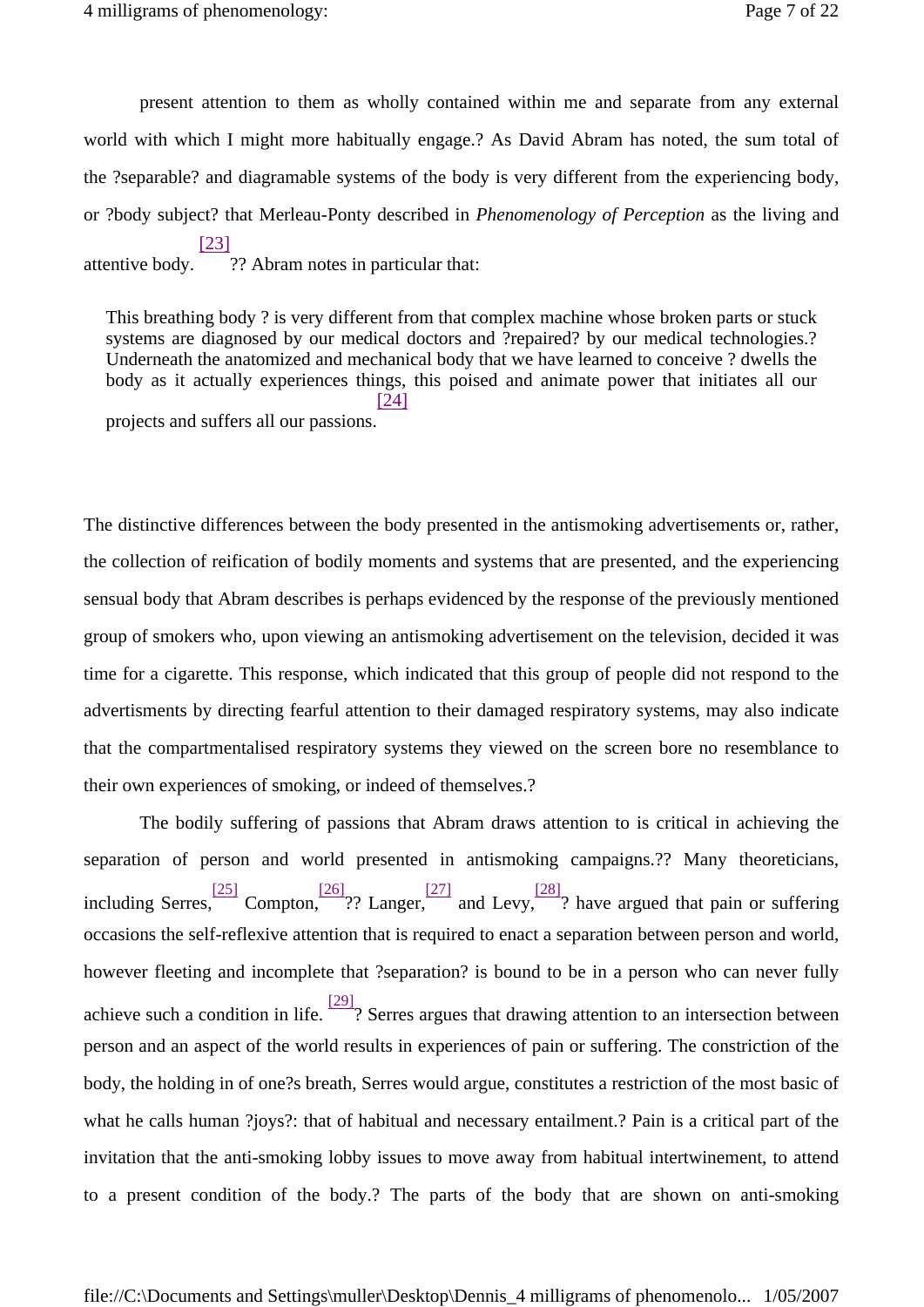present attention to them as wholly contained within me and separate from any external world with which I might more habitually engage.? As David Abram has noted, the sum total of the ?separable? and diagramable systems of the body is very different from the experiencing body, or ?body subject? that Merleau-Ponty described in *Phenomenology of Perception* as the living and attentive body.[23]?? Abram notes in particular that:

> This breathing body ? is very different from that complex machine whose broken parts or stuck systems are diagnosed by our medical doctors and ?repaired? by our medical technologies.? Underneath the anatomized and mechanical body that we have learned to conceive ? dwells the body as it actually experiences things, this poised and animate power that initiates all our projects and suffers all our passions.[24]

The distinctive differences between the body presented in the antismoking advertisements or, rather, the collection of reification of bodily moments and systems that are presented, and the experiencing sensual body that Abram describes is perhaps evidenced by the response of the previously mentioned group of smokers who, upon viewing an antismoking advertisement on the television, decided it was time for a cigarette. This response, which indicated that this group of people did not respond to the advertisments by directing fearful attention to their damaged respiratory systems, may also indicate that the compartmentalised respiratory systems they viewed on the screen bore no resemblance to their own experiences of smoking, or indeed of themselves.?

The bodily suffering of passions that Abram draws attention to is critical in achieving the separation of person and world presented in antismoking campaigns.?? Many theoreticians, including Serres,[25] Compton,[26]?? Langer,[27] and Levy,[28]? have argued that pain or suffering occasions the self-reflexive attention that is required to enact a separation between person and world, however fleeting and incomplete that ?separation? is bound to be in a person who can never fully achieve such a condition in life.[29]? Serres argues that drawing attention to an intersection between person and an aspect of the world results in experiences of pain or suffering. The constriction of the body, the holding in of one?s breath, Serres would argue, constitutes a restriction of the most basic of what he calls human ?joys?: that of habitual and necessary entailment.? Pain is a critical part of the invitation that the anti-smoking lobby issues to move away from habitual intertwinement, to attend to a present condition of the body.? The parts of the body that are shown on anti-smoking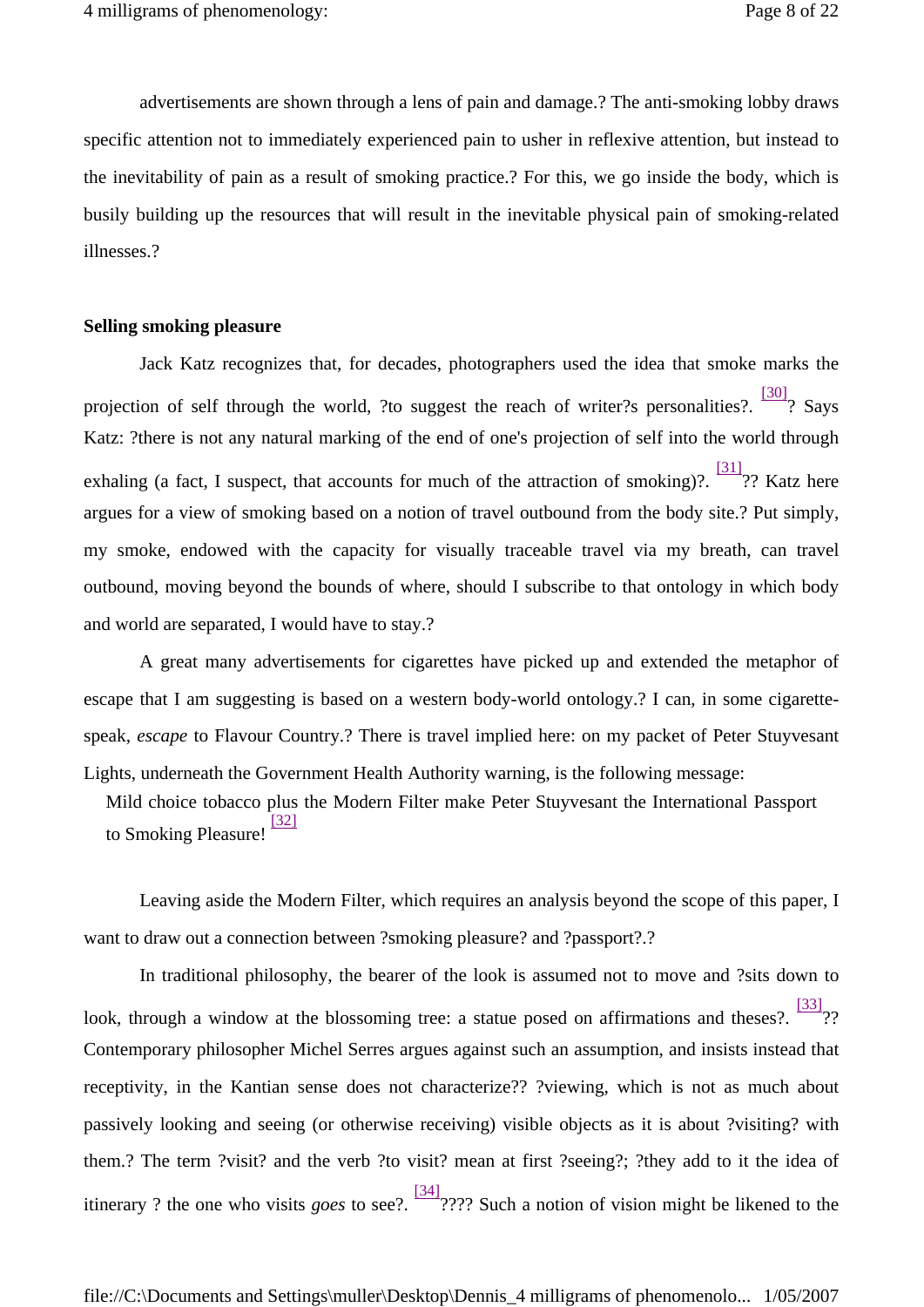advertisements are shown through a lens of pain and damage.? The anti-smoking lobby draws specific attention not to immediately experienced pain to usher in reflexive attention, but instead to the inevitability of pain as a result of smoking practice.? For this, we go inside the body, which is busily building up the resources that will result in the inevitable physical pain of smoking-related illnesses.?

**Selling smoking pleasure**

Jack Katz recognizes that, for decades, photographers used the idea that smoke marks the projection of self through the world, ?to suggest the reach of writer?s personalities?. [30]? Says Katz: ?there is not any natural marking of the end of one's projection of self into the world through exhaling (a fact, I suspect, that accounts for much of the attraction of smoking)?. [31]?? Katz here argues for a view of smoking based on a notion of travel outbound from the body site.? Put simply, my smoke, endowed with the capacity for visually traceable travel via my breath, can travel outbound, moving beyond the bounds of where, should I subscribe to that ontology in which body and world are separated, I would have to stay.?

A great many advertisements for cigarettes have picked up and extended the metaphor of escape that I am suggesting is based on a western body-world ontology.? I can, in some cigarette-speak, *escape* to Flavour Country.? There is travel implied here: on my packet of Peter Stuyvesant Lights, underneath the Government Health Authority warning, is the following message:

> Mild choice tobacco plus the Modern Filter make Peter Stuyvesant the International Passport to Smoking Pleasure! [32]

Leaving aside the Modern Filter, which requires an analysis beyond the scope of this paper, I want to draw out a connection between ?smoking pleasure? and ?passport?.?

In traditional philosophy, the bearer of the look is assumed not to move and ?sits down to look, through a window at the blossoming tree: a statue posed on affirmations and theses?. [33]?? Contemporary philosopher Michel Serres argues against such an assumption, and insists instead that receptivity, in the Kantian sense does not characterize?? ?viewing, which is not as much about passively looking and seeing (or otherwise receiving) visible objects as it is about ?visiting? with them.? The term ?visit? and the verb ?to visit? mean at first ?seeing?; ?they add to it the idea of itinerary ? the one who visits *goes* to see?. [34]???? Such a notion of vision might be likened to the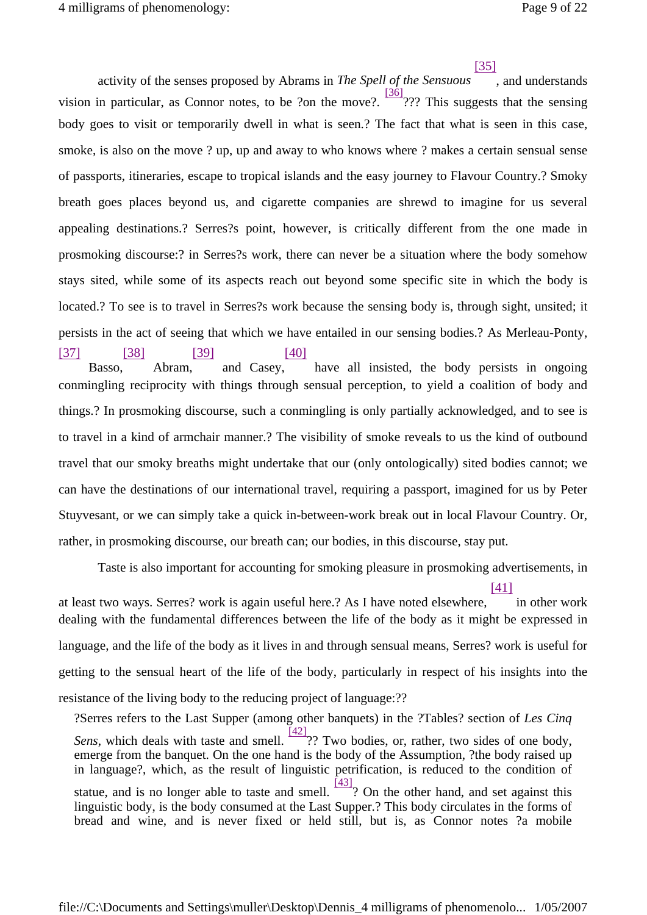activity of the senses proposed by Abrams in *The Spell of the Sensuous* [35], and understands vision in particular, as Connor notes, to be ?on the move?. [36]??? This suggests that the sensing body goes to visit or temporarily dwell in what is seen.? The fact that what is seen in this case, smoke, is also on the move ? up, up and away to who knows where ? makes a certain sensual sense of passports, itineraries, escape to tropical islands and the easy journey to Flavour Country.? Smoky breath goes places beyond us, and cigarette companies are shrewd to imagine for us several appealing destinations.? Serres?s point, however, is critically different from the one made in prosmoking discourse:? in Serres?s work, there can never be a situation where the body somehow stays sited, while some of its aspects reach out beyond some specific site in which the body is located.? To see is to travel in Serres?s work because the sensing body is, through sight, unsited; it persists in the act of seeing that which we have entailed in our sensing bodies.? As Merleau-Ponty, [37] Basso, [38] Abram, [39] and Casey, [40] have all insisted, the body persists in ongoing conmingling reciprocity with things through sensual perception, to yield a coalition of body and things.? In prosmoking discourse, such a conmingling is only partially acknowledged, and to see is to travel in a kind of armchair manner.? The visibility of smoke reveals to us the kind of outbound travel that our smoky breaths might undertake that our (only ontologically) sited bodies cannot; we can have the destinations of our international travel, requiring a passport, imagined for us by Peter Stuyvesant, or we can simply take a quick in-between-work break out in local Flavour Country. Or, rather, in prosmoking discourse, our breath can; our bodies, in this discourse, stay put.

Taste is also important for accounting for smoking pleasure in prosmoking advertisements, in at least two ways. Serres? work is again useful here.? As I have noted elsewhere, [41] in other work dealing with the fundamental differences between the life of the body as it might be expressed in language, and the life of the body as it lives in and through sensual means, Serres? work is useful for getting to the sensual heart of the life of the body, particularly in respect of his insights into the resistance of the living body to the reducing project of language:??

> ?Serres refers to the Last Supper (among other banquets) in the ?Tables? section of *Les Cinq Sens*, which deals with taste and smell. [42]?? Two bodies, or, rather, two sides of one body, emerge from the banquet. On the one hand is the body of the Assumption, ?the body raised up in language?, which, as the result of linguistic petrification, is reduced to the condition of statue, and is no longer able to taste and smell. [43]? On the other hand, and set against this linguistic body, is the body consumed at the Last Supper.? This body circulates in the forms of bread and wine, and is never fixed or held still, but is, as Connor notes ?a mobile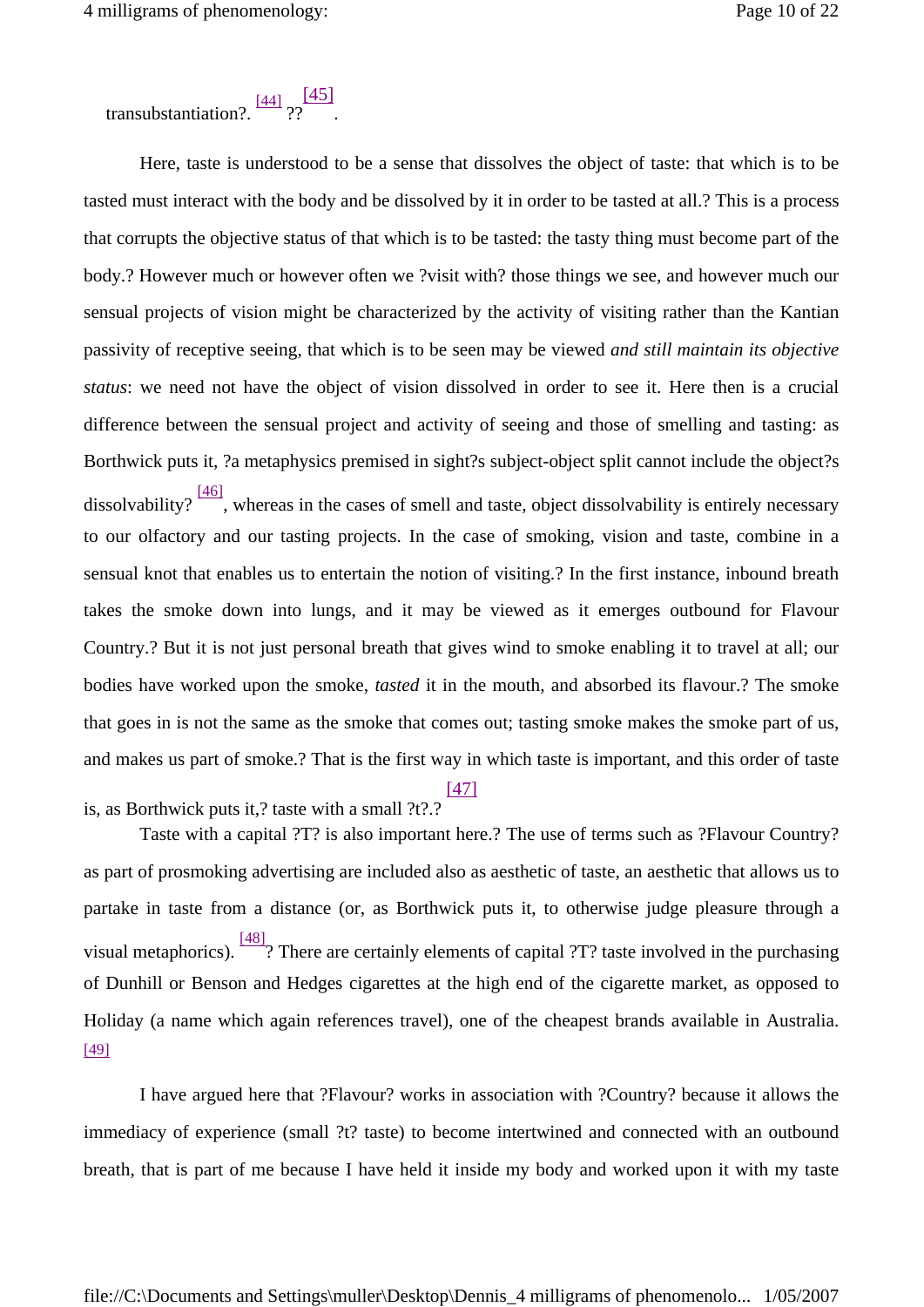transubstantiation?. [44] ?? [45].

Here, taste is understood to be a sense that dissolves the object of taste: that which is to be tasted must interact with the body and be dissolved by it in order to be tasted at all.? This is a process that corrupts the objective status of that which is to be tasted: the tasty thing must become part of the body.? However much or however often we ?visit with? those things we see, and however much our sensual projects of vision might be characterized by the activity of visiting rather than the Kantian passivity of receptive seeing, that which is to be seen may be viewed *and still maintain its objective status*: we need not have the object of vision dissolved in order to see it. Here then is a crucial difference between the sensual project and activity of seeing and those of smelling and tasting: as Borthwick puts it, ?a metaphysics premised in sight?s subject-object split cannot include the object?s dissolvability? [46], whereas in the cases of smell and taste, object dissolvability is entirely necessary to our olfactory and our tasting projects. In the case of smoking, vision and taste, combine in a sensual knot that enables us to entertain the notion of visiting.? In the first instance, inbound breath takes the smoke down into lungs, and it may be viewed as it emerges outbound for Flavour Country.? But it is not just personal breath that gives wind to smoke enabling it to travel at all; our bodies have worked upon the smoke, *tasted* it in the mouth, and absorbed its flavour.? The smoke that goes in is not the same as the smoke that comes out; tasting smoke makes the smoke part of us, and makes us part of smoke.? That is the first way in which taste is important, and this order of taste is, as Borthwick puts it,? taste with a small ?t?.? [47]

Taste with a capital ?T? is also important here.? The use of terms such as ?Flavour Country? as part of prosmoking advertising are included also as aesthetic of taste, an aesthetic that allows us to partake in taste from a distance (or, as Borthwick puts it, to otherwise judge pleasure through a visual metaphorics). [48]? There are certainly elements of capital ?T? taste involved in the purchasing of Dunhill or Benson and Hedges cigarettes at the high end of the cigarette market, as opposed to Holiday (a name which again references travel), one of the cheapest brands available in Australia. [49]

I have argued here that ?Flavour? works in association with ?Country? because it allows the immediacy of experience (small ?t? taste) to become intertwined and connected with an outbound breath, that is part of me because I have held it inside my body and worked upon it with my taste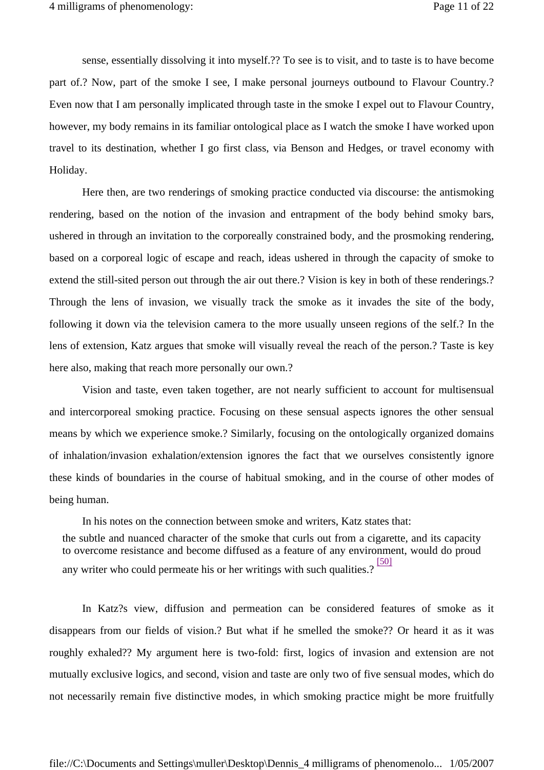sense, essentially dissolving it into myself.?? To see is to visit, and to taste is to have become part of.? Now, part of the smoke I see, I make personal journeys outbound to Flavour Country.? Even now that I am personally implicated through taste in the smoke I expel out to Flavour Country, however, my body remains in its familiar ontological place as I watch the smoke I have worked upon travel to its destination, whether I go first class, via Benson and Hedges, or travel economy with Holiday.

Here then, are two renderings of smoking practice conducted via discourse: the antismoking rendering, based on the notion of the invasion and entrapment of the body behind smoky bars, ushered in through an invitation to the corporeally constrained body, and the prosmoking rendering, based on a corporeal logic of escape and reach, ideas ushered in through the capacity of smoke to extend the still-sited person out through the air out there.? Vision is key in both of these renderings.? Through the lens of invasion, we visually track the smoke as it invades the site of the body, following it down via the television camera to the more usually unseen regions of the self.? In the lens of extension, Katz argues that smoke will visually reveal the reach of the person.? Taste is key here also, making that reach more personally our own.?

Vision and taste, even taken together, are not nearly sufficient to account for multisensual and intercorporeal smoking practice. Focusing on these sensual aspects ignores the other sensual means by which we experience smoke.? Similarly, focusing on the ontologically organized domains of inhalation/invasion exhalation/extension ignores the fact that we ourselves consistently ignore these kinds of boundaries in the course of habitual smoking, and in the course of other modes of being human.

In his notes on the connection between smoke and writers, Katz states that:

> the subtle and nuanced character of the smoke that curls out from a cigarette, and its capacity to overcome resistance and become diffused as a feature of any environment, would do proud any writer who could permeate his or her writings with such qualities.? [50]

In Katz?s view, diffusion and permeation can be considered features of smoke as it disappears from our fields of vision.? But what if he smelled the smoke?? Or heard it as it was roughly exhaled?? My argument here is two-fold: first, logics of invasion and extension are not mutually exclusive logics, and second, vision and taste are only two of five sensual modes, which do not necessarily remain five distinctive modes, in which smoking practice might be more fruitfully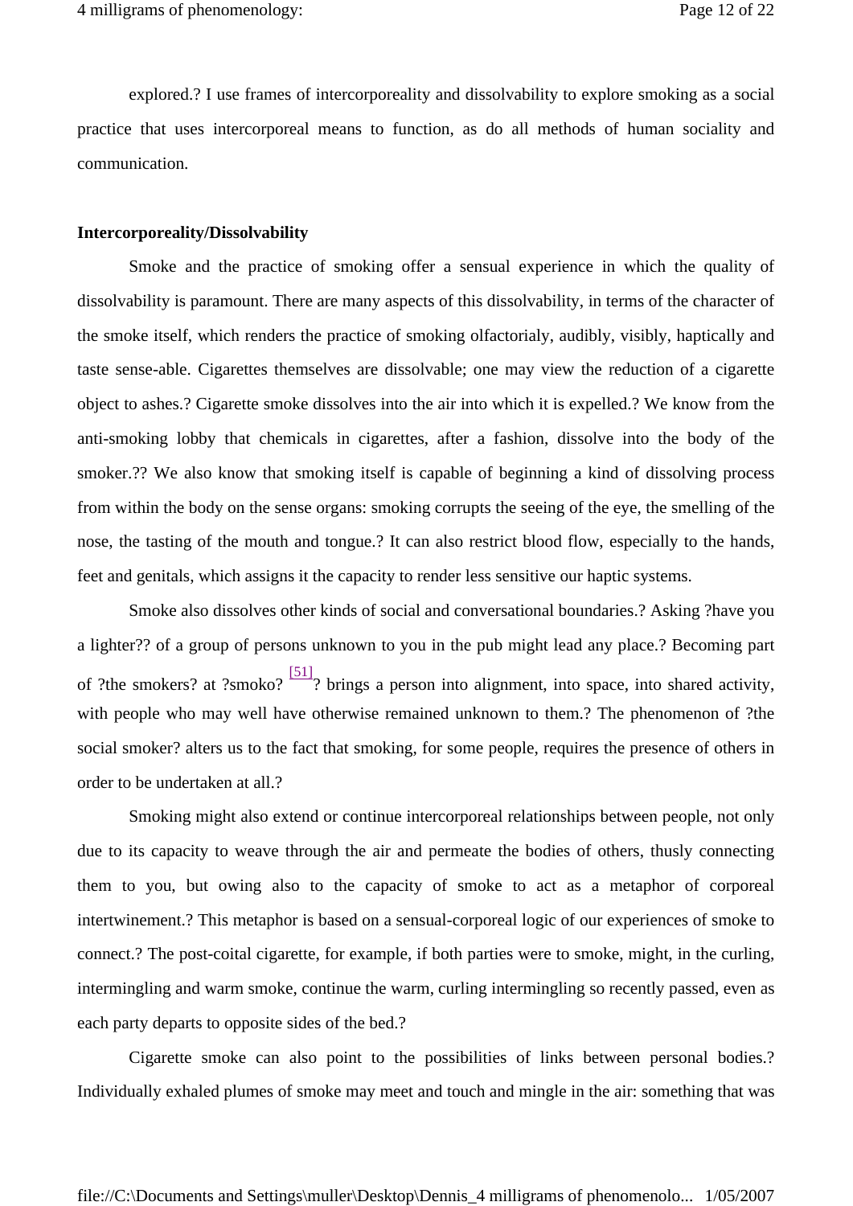explored.? I use frames of intercorporeality and dissolvability to explore smoking as a social practice that uses intercorporeal means to function, as do all methods of human sociality and communication.

**Intercorporeality/Dissolvability**

Smoke and the practice of smoking offer a sensual experience in which the quality of dissolvability is paramount. There are many aspects of this dissolvability, in terms of the character of the smoke itself, which renders the practice of smoking olfactorialy, audibly, visibly, haptically and taste sense-able. Cigarettes themselves are dissolvable; one may view the reduction of a cigarette object to ashes.? Cigarette smoke dissolves into the air into which it is expelled.? We know from the anti-smoking lobby that chemicals in cigarettes, after a fashion, dissolve into the body of the smoker.?? We also know that smoking itself is capable of beginning a kind of dissolving process from within the body on the sense organs: smoking corrupts the seeing of the eye, the smelling of the nose, the tasting of the mouth and tongue.? It can also restrict blood flow, especially to the hands, feet and genitals, which assigns it the capacity to render less sensitive our haptic systems.

Smoke also dissolves other kinds of social and conversational boundaries.? Asking ?have you a lighter?? of a group of persons unknown to you in the pub might lead any place.? Becoming part of ?the smokers? at ?smoko? [51]? brings a person into alignment, into space, into shared activity, with people who may well have otherwise remained unknown to them.? The phenomenon of ?the social smoker? alters us to the fact that smoking, for some people, requires the presence of others in order to be undertaken at all.?

Smoking might also extend or continue intercorporeal relationships between people, not only due to its capacity to weave through the air and permeate the bodies of others, thusly connecting them to you, but owing also to the capacity of smoke to act as a metaphor of corporeal intertwinement.? This metaphor is based on a sensual-corporeal logic of our experiences of smoke to connect.? The post-coital cigarette, for example, if both parties were to smoke, might, in the curling, intermingling and warm smoke, continue the warm, curling intermingling so recently passed, even as each party departs to opposite sides of the bed.?

Cigarette smoke can also point to the possibilities of links between personal bodies.? Individually exhaled plumes of smoke may meet and touch and mingle in the air: something that was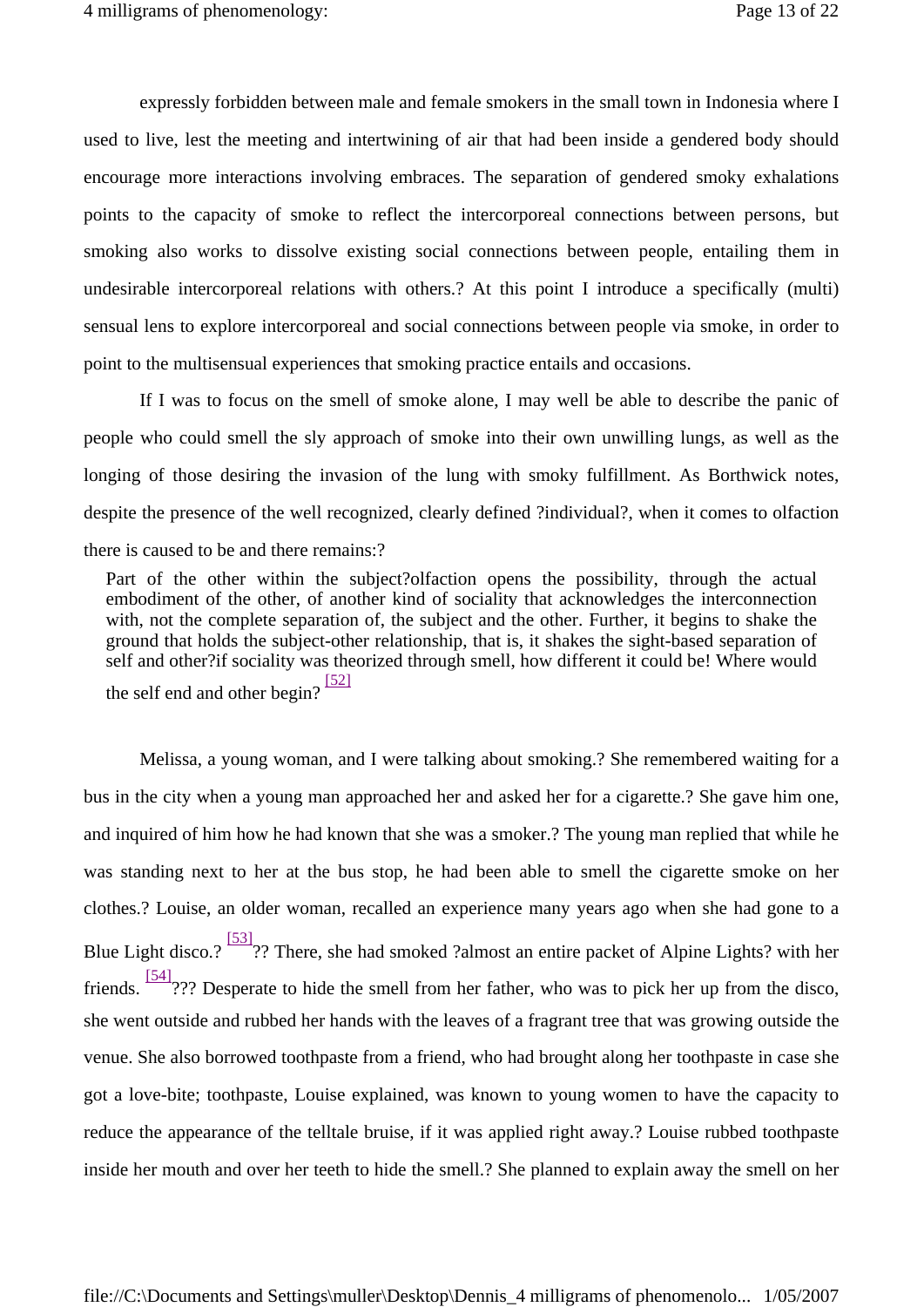expressly forbidden between male and female smokers in the small town in Indonesia where I used to live, lest the meeting and intertwining of air that had been inside a gendered body should encourage more interactions involving embraces. The separation of gendered smoky exhalations points to the capacity of smoke to reflect the intercorporeal connections between persons, but smoking also works to dissolve existing social connections between people, entailing them in undesirable intercorporeal relations with others.? At this point I introduce a specifically (multi) sensual lens to explore intercorporeal and social connections between people via smoke, in order to point to the multisensual experiences that smoking practice entails and occasions.

If I was to focus on the smell of smoke alone, I may well be able to describe the panic of people who could smell the sly approach of smoke into their own unwilling lungs, as well as the longing of those desiring the invasion of the lung with smoky fulfillment. As Borthwick notes, despite the presence of the well recognized, clearly defined ?individual?, when it comes to olfaction there is caused to be and there remains:?

> Part of the other within the subject?olfaction opens the possibility, through the actual embodiment of the other, of another kind of sociality that acknowledges the interconnection with, not the complete separation of, the subject and the other. Further, it begins to shake the ground that holds the subject-other relationship, that is, it shakes the sight-based separation of self and other?if sociality was theorized through smell, how different it could be! Where would the self end and other begin? [52]

Melissa, a young woman, and I were talking about smoking.? She remembered waiting for a bus in the city when a young man approached her and asked her for a cigarette.? She gave him one, and inquired of him how he had known that she was a smoker.? The young man replied that while he was standing next to her at the bus stop, he had been able to smell the cigarette smoke on her clothes.? Louise, an older woman, recalled an experience many years ago when she had gone to a Blue Light disco.? [53]?? There, she had smoked ?almost an entire packet of Alpine Lights? with her friends. [54]??? Desperate to hide the smell from her father, who was to pick her up from the disco, she went outside and rubbed her hands with the leaves of a fragrant tree that was growing outside the venue. She also borrowed toothpaste from a friend, who had brought along her toothpaste in case she got a love-bite; toothpaste, Louise explained, was known to young women to have the capacity to reduce the appearance of the telltale bruise, if it was applied right away.? Louise rubbed toothpaste inside her mouth and over her teeth to hide the smell.? She planned to explain away the smell on her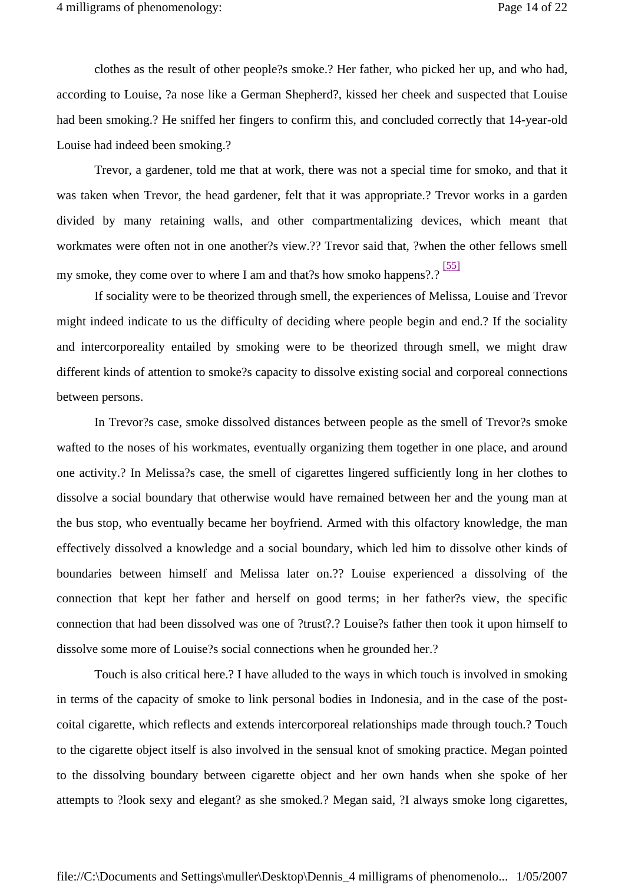clothes as the result of other people?s smoke.? Her father, who picked her up, and who had, according to Louise, ?a nose like a German Shepherd?, kissed her cheek and suspected that Louise had been smoking.? He sniffed her fingers to confirm this, and concluded correctly that 14-year-old Louise had indeed been smoking.?

Trevor, a gardener, told me that at work, there was not a special time for smoko, and that it was taken when Trevor, the head gardener, felt that it was appropriate.? Trevor works in a garden divided by many retaining walls, and other compartmentalizing devices, which meant that workmates were often not in one another?s view.?? Trevor said that, ?when the other fellows smell my smoke, they come over to where I am and that?s how smoko happens?.? [55]

If sociality were to be theorized through smell, the experiences of Melissa, Louise and Trevor might indeed indicate to us the difficulty of deciding where people begin and end.? If the sociality and intercorporeality entailed by smoking were to be theorized through smell, we might draw different kinds of attention to smoke?s capacity to dissolve existing social and corporeal connections between persons.

In Trevor?s case, smoke dissolved distances between people as the smell of Trevor?s smoke wafted to the noses of his workmates, eventually organizing them together in one place, and around one activity.? In Melissa?s case, the smell of cigarettes lingered sufficiently long in her clothes to dissolve a social boundary that otherwise would have remained between her and the young man at the bus stop, who eventually became her boyfriend. Armed with this olfactory knowledge, the man effectively dissolved a knowledge and a social boundary, which led him to dissolve other kinds of boundaries between himself and Melissa later on.?? Louise experienced a dissolving of the connection that kept her father and herself on good terms; in her father?s view, the specific connection that had been dissolved was one of ?trust?.? Louise?s father then took it upon himself to dissolve some more of Louise?s social connections when he grounded her.?

Touch is also critical here.? I have alluded to the ways in which touch is involved in smoking in terms of the capacity of smoke to link personal bodies in Indonesia, and in the case of the post-coital cigarette, which reflects and extends intercorporeal relationships made through touch.? Touch to the cigarette object itself is also involved in the sensual knot of smoking practice. Megan pointed to the dissolving boundary between cigarette object and her own hands when she spoke of her attempts to ?look sexy and elegant? as she smoked.? Megan said, ?I always smoke long cigarettes,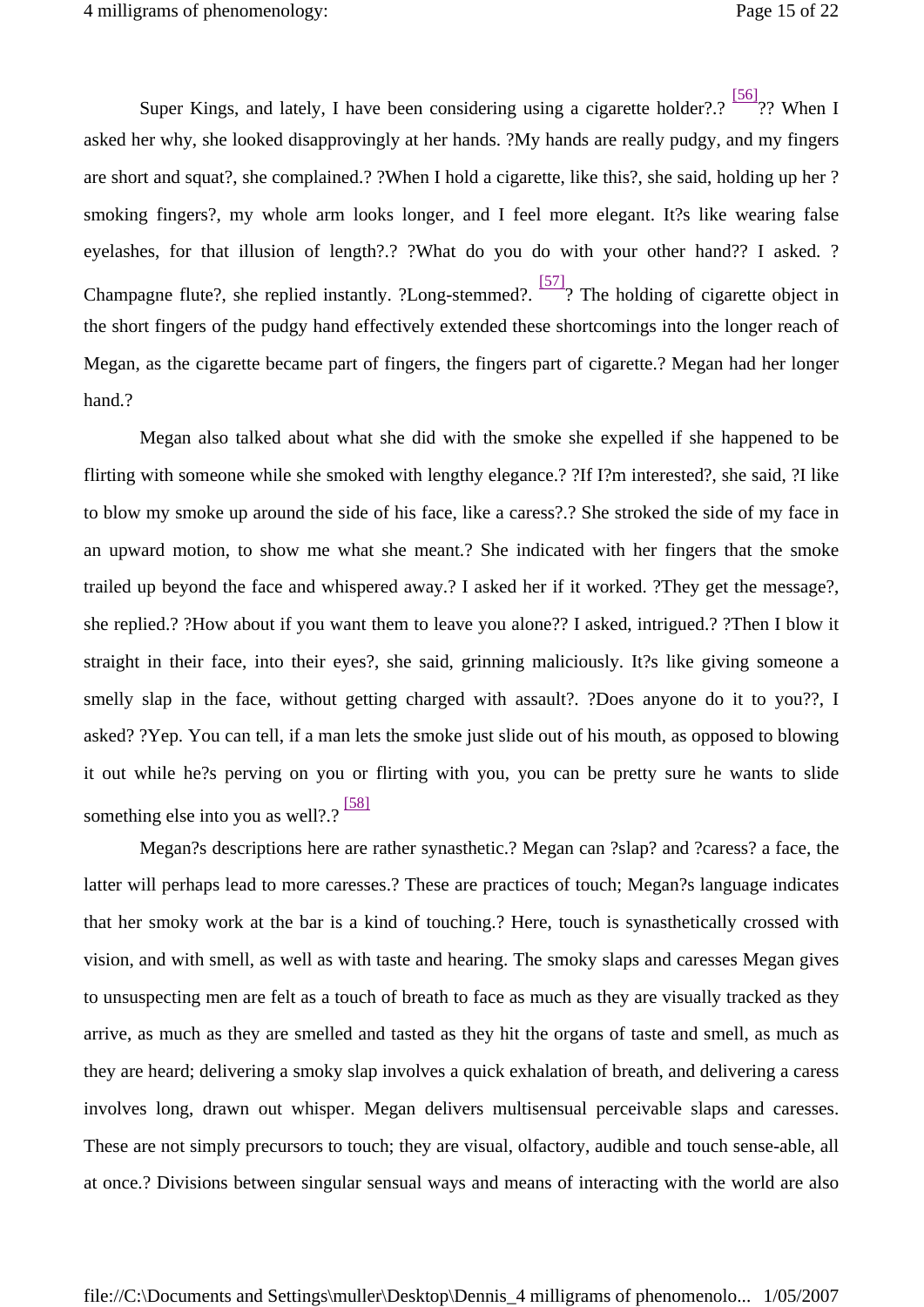Super Kings, and lately, I have been considering using a cigarette holder?.? [56]?? When I asked her why, she looked disapprovingly at her hands. ?My hands are really pudgy, and my fingers are short and squat?, she complained.? ?When I hold a cigarette, like this?, she said, holding up her ?smoking fingers?, my whole arm looks longer, and I feel more elegant. It?s like wearing false eyelashes, for that illusion of length?.? ?What do you do with your other hand?? I asked. ?Champagne flute?, she replied instantly. ?Long-stemmed?. [57]? The holding of cigarette object in the short fingers of the pudgy hand effectively extended these shortcomings into the longer reach of Megan, as the cigarette became part of fingers, the fingers part of cigarette.? Megan had her longer hand.?

Megan also talked about what she did with the smoke she expelled if she happened to be flirting with someone while she smoked with lengthy elegance.? ?If I?m interested?, she said, ?I like to blow my smoke up around the side of his face, like a caress?.? She stroked the side of my face in an upward motion, to show me what she meant.? She indicated with her fingers that the smoke trailed up beyond the face and whispered away.? I asked her if it worked. ?They get the message?, she replied.? ?How about if you want them to leave you alone?? I asked, intrigued.? ?Then I blow it straight in their face, into their eyes?, she said, grinning maliciously. It?s like giving someone a smelly slap in the face, without getting charged with assault?. ?Does anyone do it to you??, I asked? ?Yep. You can tell, if a man lets the smoke just slide out of his mouth, as opposed to blowing it out while he?s perving on you or flirting with you, you can be pretty sure he wants to slide something else into you as well?.? [58]

Megan?s descriptions here are rather synasthetic.? Megan can ?slap? and ?caress? a face, the latter will perhaps lead to more caresses.? These are practices of touch; Megan?s language indicates that her smoky work at the bar is a kind of touching.? Here, touch is synasthetically crossed with vision, and with smell, as well as with taste and hearing. The smoky slaps and caresses Megan gives to unsuspecting men are felt as a touch of breath to face as much as they are visually tracked as they arrive, as much as they are smelled and tasted as they hit the organs of taste and smell, as much as they are heard; delivering a smoky slap involves a quick exhalation of breath, and delivering a caress involves long, drawn out whisper. Megan delivers multisensual perceivable slaps and caresses. These are not simply precursors to touch; they are visual, olfactory, audible and touch sense-able, all at once.? Divisions between singular sensual ways and means of interacting with the world are also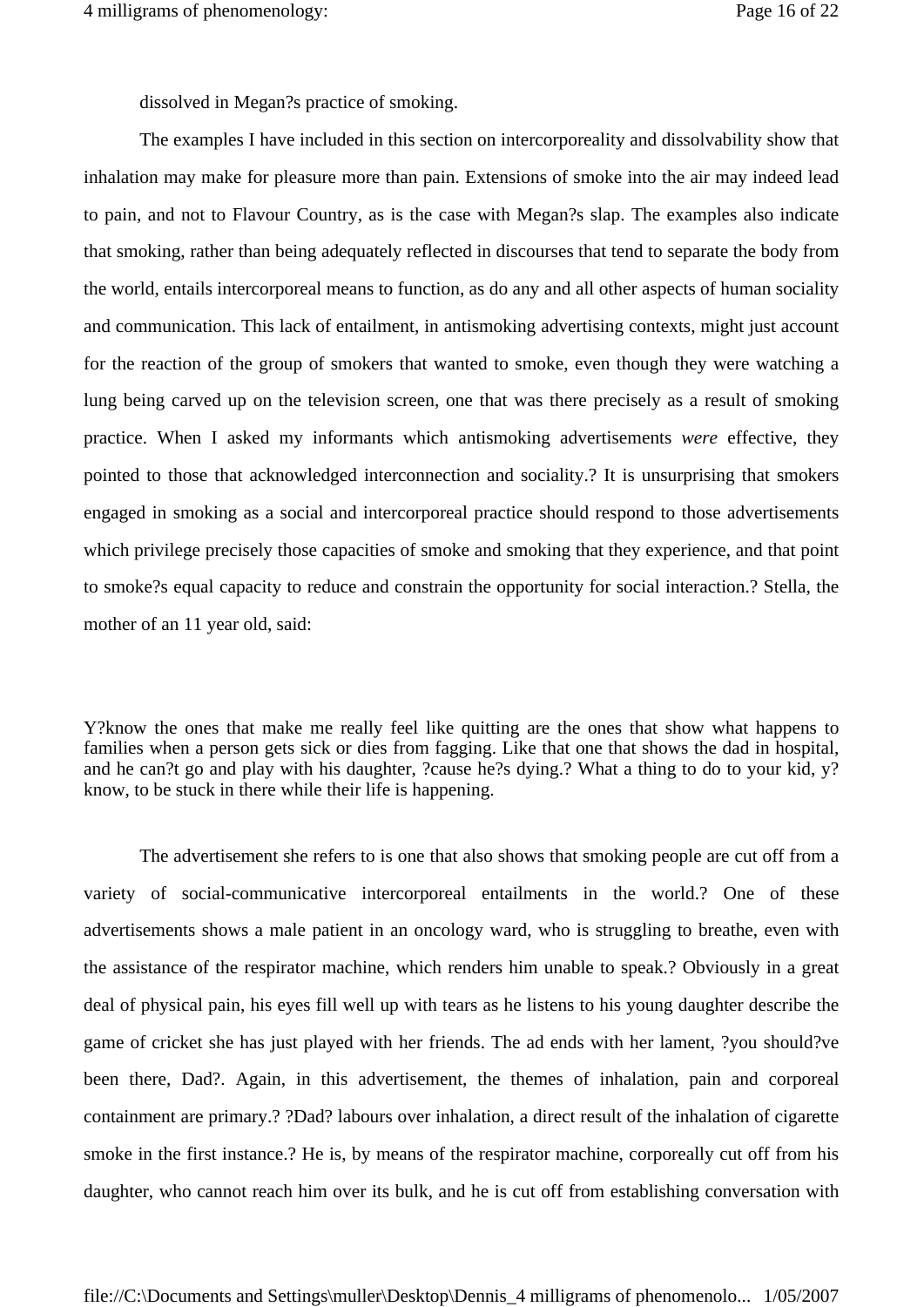dissolved in Megan?s practice of smoking.

The examples I have included in this section on intercorporeality and dissolvability show that inhalation may make for pleasure more than pain. Extensions of smoke into the air may indeed lead to pain, and not to Flavour Country, as is the case with Megan?s slap. The examples also indicate that smoking, rather than being adequately reflected in discourses that tend to separate the body from the world, entails intercorporeal means to function, as do any and all other aspects of human sociality and communication. This lack of entailment, in antismoking advertising contexts, might just account for the reaction of the group of smokers that wanted to smoke, even though they were watching a lung being carved up on the television screen, one that was there precisely as a result of smoking practice. When I asked my informants which antismoking advertisements *were* effective, they pointed to those that acknowledged interconnection and sociality.? It is unsurprising that smokers engaged in smoking as a social and intercorporeal practice should respond to those advertisements which privilege precisely those capacities of smoke and smoking that they experience, and that point to smoke?s equal capacity to reduce and constrain the opportunity for social interaction.? Stella, the mother of an 11 year old, said:

Y?know the ones that make me really feel like quitting are the ones that show what happens to families when a person gets sick or dies from fagging. Like that one that shows the dad in hospital, and he can?t go and play with his daughter, ?cause he?s dying.? What a thing to do to your kid, y?know, to be stuck in there while their life is happening.

The advertisement she refers to is one that also shows that smoking people are cut off from a variety of social-communicative intercorporeal entailments in the world.? One of these advertisements shows a male patient in an oncology ward, who is struggling to breathe, even with the assistance of the respirator machine, which renders him unable to speak.? Obviously in a great deal of physical pain, his eyes fill well up with tears as he listens to his young daughter describe the game of cricket she has just played with her friends. The ad ends with her lament, ?you should?ve been there, Dad?. Again, in this advertisement, the themes of inhalation, pain and corporeal containment are primary.? ?Dad? labours over inhalation, a direct result of the inhalation of cigarette smoke in the first instance.? He is, by means of the respirator machine, corporeally cut off from his daughter, who cannot reach him over its bulk, and he is cut off from establishing conversation with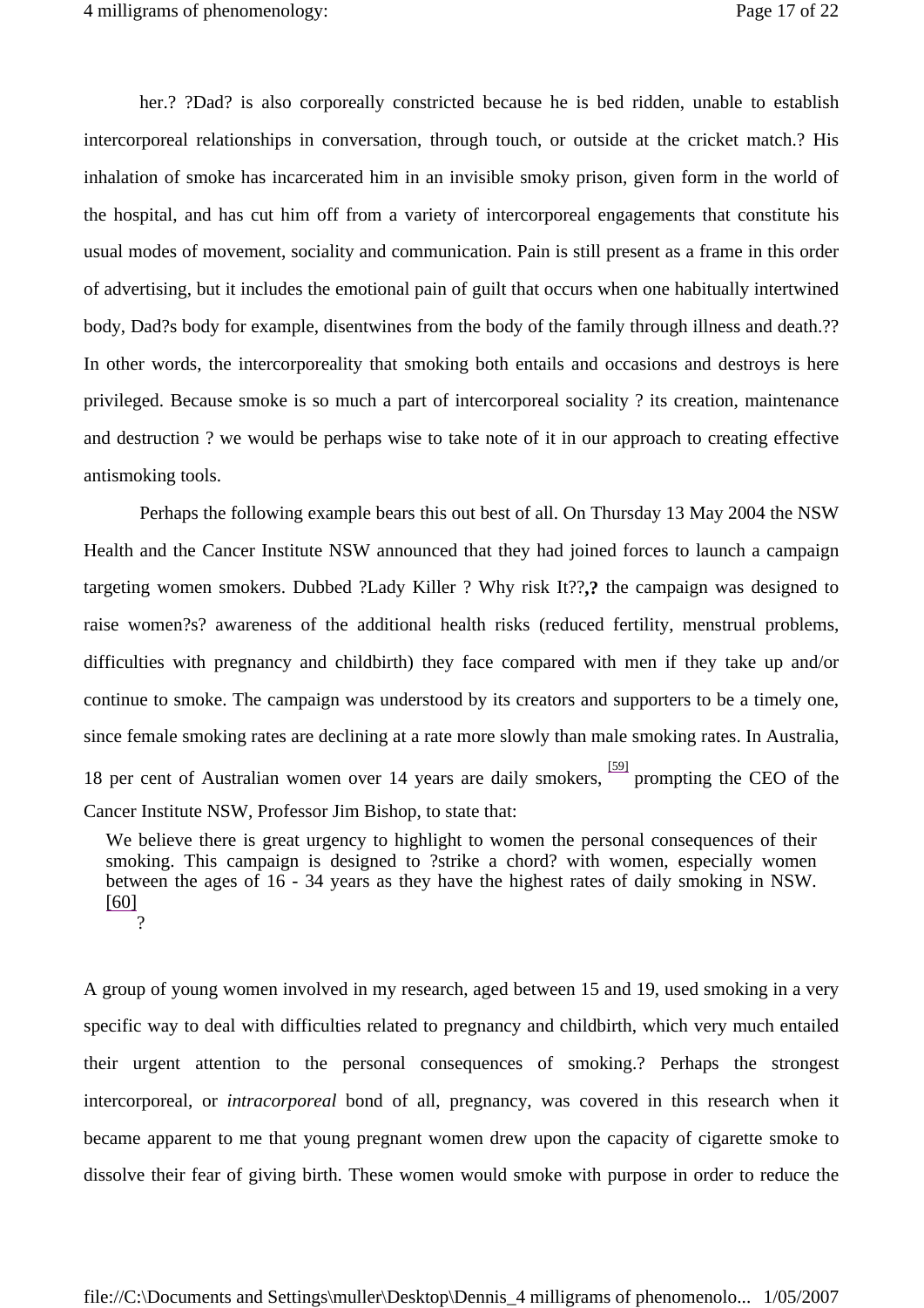her.? ?Dad? is also corporeally constricted because he is bed ridden, unable to establish intercorporeal relationships in conversation, through touch, or outside at the cricket match.? His inhalation of smoke has incarcerated him in an invisible smoky prison, given form in the world of the hospital, and has cut him off from a variety of intercorporeal engagements that constitute his usual modes of movement, sociality and communication. Pain is still present as a frame in this order of advertising, but it includes the emotional pain of guilt that occurs when one habitually intertwined body, Dad?s body for example, disentwines from the body of the family through illness and death.?? In other words, the intercorporeality that smoking both entails and occasions and destroys is here privileged. Because smoke is so much a part of intercorporeal sociality ? its creation, maintenance and destruction ? we would be perhaps wise to take note of it in our approach to creating effective antismoking tools.

Perhaps the following example bears this out best of all. On Thursday 13 May 2004 the NSW Health and the Cancer Institute NSW announced that they had joined forces to launch a campaign targeting women smokers. Dubbed ?Lady Killer ? Why risk It??**,?** the campaign was designed to raise women?s? awareness of the additional health risks (reduced fertility, menstrual problems, difficulties with pregnancy and childbirth) they face compared with men if they take up and/or continue to smoke. The campaign was understood by its creators and supporters to be a timely one, since female smoking rates are declining at a rate more slowly than male smoking rates. In Australia, 18 per cent of Australian women over 14 years are daily smokers, [59] prompting the CEO of the Cancer Institute NSW, Professor Jim Bishop, to state that:

> We believe there is great urgency to highlight to women the personal consequences of their smoking. This campaign is designed to ?strike a chord? with women, especially women between the ages of 16 - 34 years as they have the highest rates of daily smoking in NSW. [60]
>
> ?

A group of young women involved in my research, aged between 15 and 19, used smoking in a very specific way to deal with difficulties related to pregnancy and childbirth, which very much entailed their urgent attention to the personal consequences of smoking.? Perhaps the strongest intercorporeal, or *intracorporeal* bond of all, pregnancy, was covered in this research when it became apparent to me that young pregnant women drew upon the capacity of cigarette smoke to dissolve their fear of giving birth. These women would smoke with purpose in order to reduce the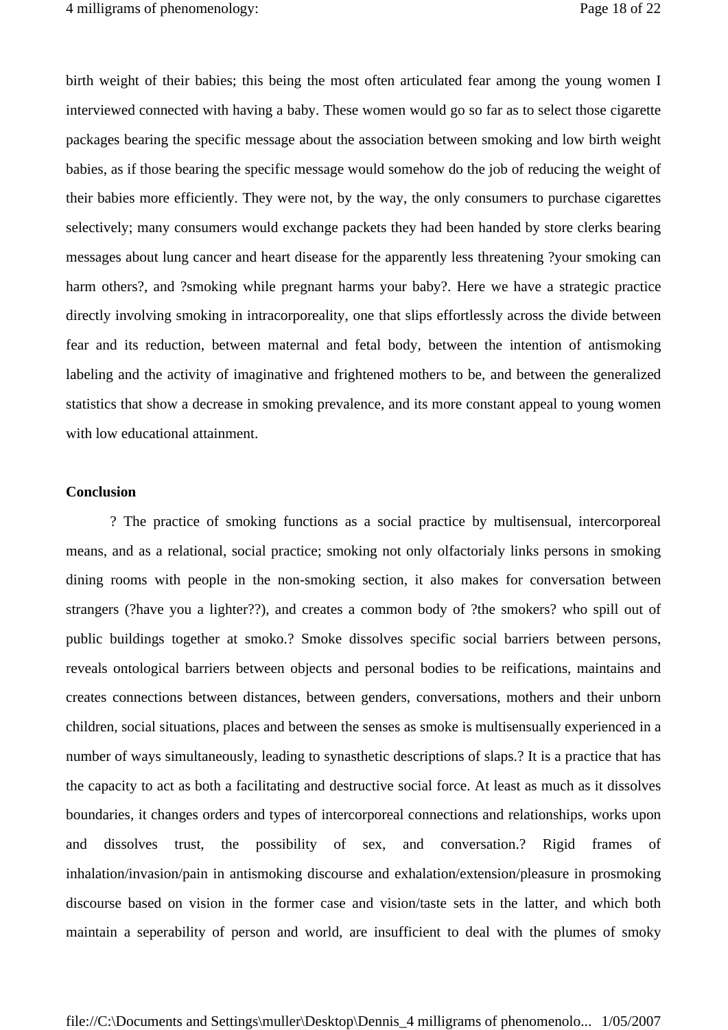birth weight of their babies; this being the most often articulated fear among the young women I interviewed connected with having a baby. These women would go so far as to select those cigarette packages bearing the specific message about the association between smoking and low birth weight babies, as if those bearing the specific message would somehow do the job of reducing the weight of their babies more efficiently. They were not, by the way, the only consumers to purchase cigarettes selectively; many consumers would exchange packets they had been handed by store clerks bearing messages about lung cancer and heart disease for the apparently less threatening ?your smoking can harm others?, and ?smoking while pregnant harms your baby?. Here we have a strategic practice directly involving smoking in intracorporeality, one that slips effortlessly across the divide between fear and its reduction, between maternal and fetal body, between the intention of antismoking labeling and the activity of imaginative and frightened mothers to be, and between the generalized statistics that show a decrease in smoking prevalence, and its more constant appeal to young women with low educational attainment.

**Conclusion**

? The practice of smoking functions as a social practice by multisensual, intercorporeal means, and as a relational, social practice; smoking not only olfactorialy links persons in smoking dining rooms with people in the non-smoking section, it also makes for conversation between strangers (?have you a lighter??), and creates a common body of ?the smokers? who spill out of public buildings together at smoko.? Smoke dissolves specific social barriers between persons, reveals ontological barriers between objects and personal bodies to be reifications, maintains and creates connections between distances, between genders, conversations, mothers and their unborn children, social situations, places and between the senses as smoke is multisensually experienced in a number of ways simultaneously, leading to synasthetic descriptions of slaps.? It is a practice that has the capacity to act as both a facilitating and destructive social force. At least as much as it dissolves boundaries, it changes orders and types of intercorporeal connections and relationships, works upon and dissolves trust, the possibility of sex, and conversation.? Rigid frames of inhalation/invasion/pain in antismoking discourse and exhalation/extension/pleasure in prosmoking discourse based on vision in the former case and vision/taste sets in the latter, and which both maintain a seperability of person and world, are insufficient to deal with the plumes of smoky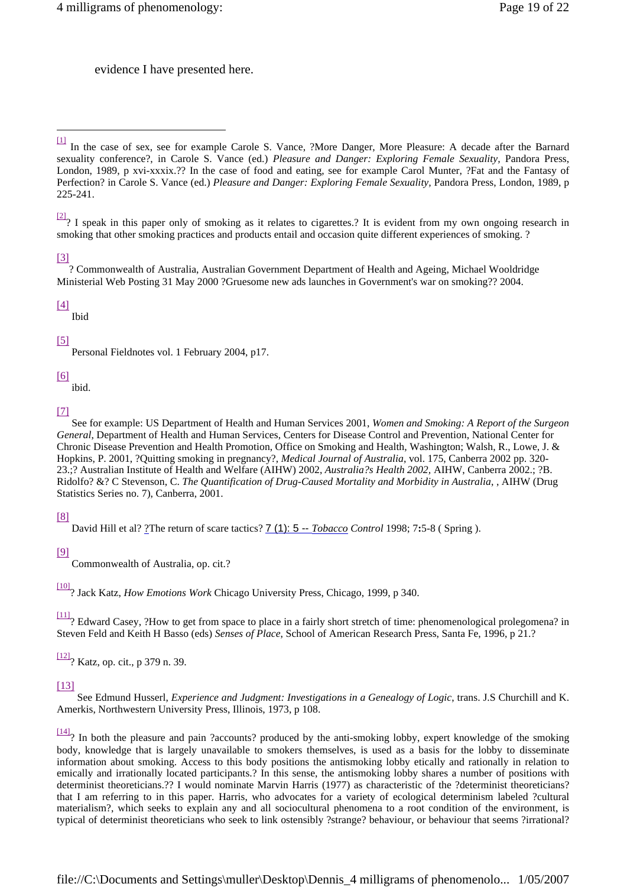evidence I have presented here.

---

[1] In the case of sex, see for example Carole S. Vance, ?More Danger, More Pleasure: A decade after the Barnard sexuality conference?, in Carole S. Vance (ed.) *Pleasure and Danger: Exploring Female Sexuality*, Pandora Press, London, 1989, p xvi-xxxix.?? In the case of food and eating, see for example Carol Munter, ?Fat and the Fantasy of Perfection? in Carole S. Vance (ed.) *Pleasure and Danger: Exploring Female Sexuality*, Pandora Press, London, 1989, p 225-241.

[2]? I speak in this paper only of smoking as it relates to cigarettes.? It is evident from my own ongoing research in smoking that other smoking practices and products entail and occasion quite different experiences of smoking. ?

[3] ? Commonwealth of Australia, Australian Government Department of Health and Ageing, Michael Wooldridge Ministerial Web Posting 31 May 2000 ?Gruesome new ads launches in Government's war on smoking?? 2004.

[4] Ibid

[5] Personal Fieldnotes vol. 1 February 2004, p17.

[6] ibid.

[7] See for example: US Department of Health and Human Services 2001, *Women and Smoking: A Report of the Surgeon General*, Department of Health and Human Services, Centers for Disease Control and Prevention, National Center for Chronic Disease Prevention and Health Promotion, Office on Smoking and Health, Washington; Walsh, R., Lowe, J. & Hopkins, P. 2001, ?Quitting smoking in pregnancy?, *Medical Journal of Australia*, vol. 175, Canberra 2002 pp. 320-23.;? Australian Institute of Health and Welfare (AIHW) 2002, *Australia?s Health 2002*, AIHW, Canberra 2002.; ?B. Ridolfo? &? C Stevenson, C. *The Quantification of Drug-Caused Mortality and Morbidity in Australia*, , AIHW (Drug Statistics Series no. 7), Canberra, 2001.

[8] David Hill et al? ?The return of scare tactics? 7 (1): 5 -- *Tobacco Control* 1998; 7:5-8 ( Spring ).

[9] Commonwealth of Australia, op. cit.?

[10]? Jack Katz, *How Emotions Work* Chicago University Press, Chicago, 1999, p 340.

[11]? Edward Casey, ?How to get from space to place in a fairly short stretch of time: phenomenological prolegomena? in Steven Feld and Keith H Basso (eds) *Senses of Place*, School of American Research Press, Santa Fe, 1996, p 21.?

[12]? Katz, op. cit., p 379 n. 39.

[13] See Edmund Husserl, *Experience and Judgment: Investigations in a Genealogy of Logic*, trans. J.S Churchill and K. Amerkis, Northwestern University Press, Illinois, 1973, p 108.

[14]? In both the pleasure and pain ?accounts? produced by the anti-smoking lobby, expert knowledge of the smoking body, knowledge that is largely unavailable to smokers themselves, is used as a basis for the lobby to disseminate information about smoking. Access to this body positions the antismoking lobby etically and rationally in relation to emically and irrationally located participants.? In this sense, the antismoking lobby shares a number of positions with determinist theoreticians.?? I would nominate Marvin Harris (1977) as characteristic of the ?determinist theoreticians? that I am referring to in this paper. Harris, who advocates for a variety of ecological determinism labeled ?cultural materialism?, which seeks to explain any and all sociocultural phenomena to a root condition of the environment, is typical of determinist theoreticians who seek to link ostensibly ?strange? behaviour, or behaviour that seems ?irrational?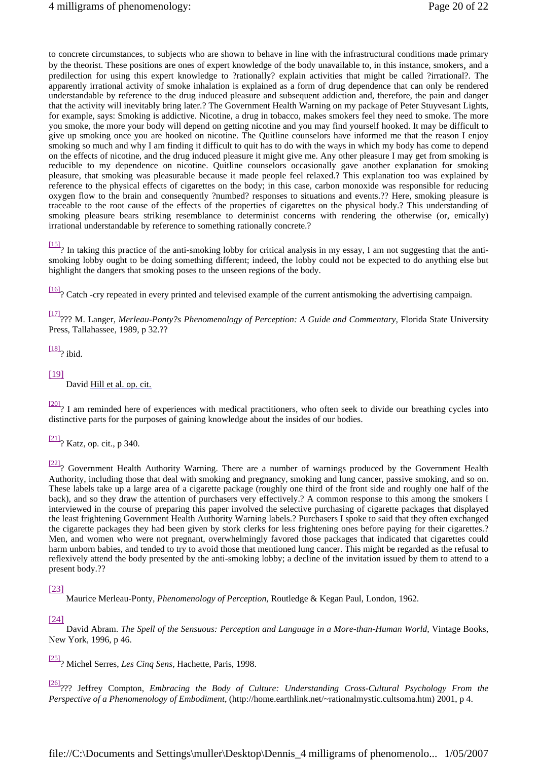to concrete circumstances, to subjects who are shown to behave in line with the infrastructural conditions made primary by the theorist. These positions are ones of expert knowledge of the body unavailable to, in this instance, smokers, and a predilection for using this expert knowledge to ?rationally? explain activities that might be called ?irrational?. The apparently irrational activity of smoke inhalation is explained as a form of drug dependence that can only be rendered understandable by reference to the drug induced pleasure and subsequent addiction and, therefore, the pain and danger that the activity will inevitably bring later.? The Government Health Warning on my package of Peter Stuyvesant Lights, for example, says: Smoking is addictive. Nicotine, a drug in tobacco, makes smokers feel they need to smoke. The more you smoke, the more your body will depend on getting nicotine and you may find yourself hooked. It may be difficult to give up smoking once you are hooked on nicotine. The Quitline counselors have informed me that the reason I enjoy smoking so much and why I am finding it difficult to quit has to do with the ways in which my body has come to depend on the effects of nicotine, and the drug induced pleasure it might give me. Any other pleasure I may get from smoking is reducible to my dependence on nicotine. Quitline counselors occasionally gave another explanation for smoking pleasure, that smoking was pleasurable because it made people feel relaxed.? This explanation too was explained by reference to the physical effects of cigarettes on the body; in this case, carbon monoxide was responsible for reducing oxygen flow to the brain and consequently ?numbed? responses to situations and events.?? Here, smoking pleasure is traceable to the root cause of the effects of the properties of cigarettes on the physical body.? This understanding of smoking pleasure bears striking resemblance to determinist concerns with rendering the otherwise (or, emically) irrational understandable by reference to something rationally concrete.?

[15]? In taking this practice of the anti-smoking lobby for critical analysis in my essay, I am not suggesting that the anti-smoking lobby ought to be doing something different; indeed, the lobby could not be expected to do anything else but highlight the dangers that smoking poses to the unseen regions of the body.

[16]? Catch -cry repeated in every printed and televised example of the current antismoking the advertising campaign.

[17]??? M. Langer, *Merleau-Ponty?s Phenomenology of Perception: A Guide and Commentary,* Florida State University Press, Tallahassee, 1989, p 32.??

[18]? ibid.

[19] David Hill et al. op. cit.

[20]? I am reminded here of experiences with medical practitioners, who often seek to divide our breathing cycles into distinctive parts for the purposes of gaining knowledge about the insides of our bodies.

[21]? Katz, op. cit., p 340.

[22]? Government Health Authority Warning. There are a number of warnings produced by the Government Health Authority, including those that deal with smoking and pregnancy, smoking and lung cancer, passive smoking, and so on. These labels take up a large area of a cigarette package (roughly one third of the front side and roughly one half of the back), and so they draw the attention of purchasers very effectively.? A common response to this among the smokers I interviewed in the course of preparing this paper involved the selective purchasing of cigarette packages that displayed the least frightening Government Health Authority Warning labels.? Purchasers I spoke to said that they often exchanged the cigarette packages they had been given by stork clerks for less frightening ones before paying for their cigarettes.? Men, and women who were not pregnant, overwhelmingly favored those packages that indicated that cigarettes could harm unborn babies, and tended to try to avoid those that mentioned lung cancer. This might be regarded as the refusal to reflexively attend the body presented by the anti-smoking lobby; a decline of the invitation issued by them to attend to a present body.??

[23] Maurice Merleau-Ponty, *Phenomenology of Perception*, Routledge & Kegan Paul, London, 1962.

[24] David Abram. *The Spell of the Sensuous: Perception and Language in a More-than-Human World*, Vintage Books, New York, 1996, p 46.

[25]? Michel Serres, *Les Cinq Sens*, Hachette, Paris, 1998.

[26]??? Jeffrey Compton, *Embracing the Body of Culture: Understanding Cross-Cultural Psychology From the Perspective of a Phenomenology of Embodiment*, (http://home.earthlink.net/~rationalmystic.cultsoma.htm) 2001, p 4.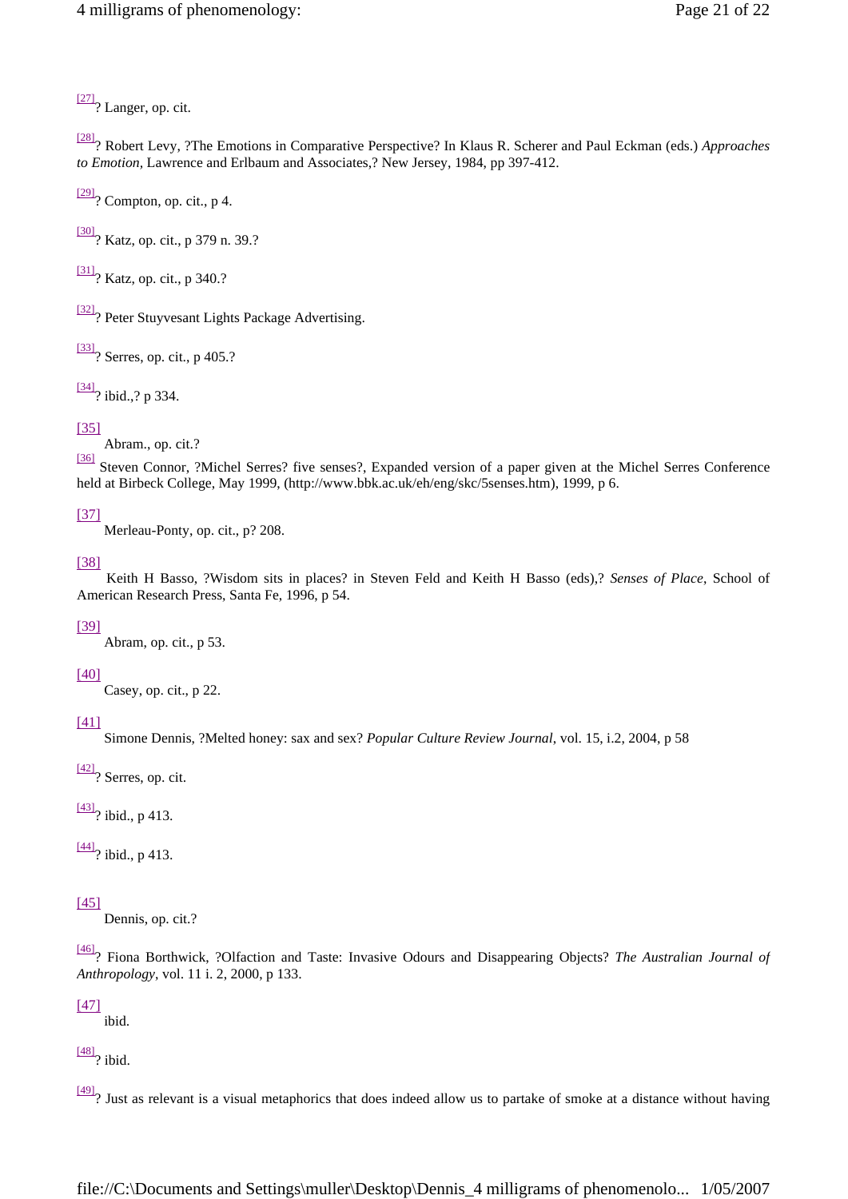[27]? Langer, op. cit.

[28]? Robert Levy, ?The Emotions in Comparative Perspective? In Klaus R. Scherer and Paul Eckman (eds.) *Approaches to Emotion*, Lawrence and Erlbaum and Associates,? New Jersey, 1984, pp 397-412.

[29]? Compton, op. cit., p 4.

[30]? Katz, op. cit., p 379 n. 39.?

[31]? Katz, op. cit., p 340.?

[32]? Peter Stuyvesant Lights Package Advertising.

[33]? Serres, op. cit., p 405.?

[34]? ibid.,? p 334.

[35] Abram., op. cit.?

[36] Steven Connor, ?Michel Serres? five senses?, Expanded version of a paper given at the Michel Serres Conference held at Birbeck College, May 1999, (http://www.bbk.ac.uk/eh/eng/skc/5senses.htm), 1999, p 6.

[37] Merleau-Ponty, op. cit., p? 208.

[38] Keith H Basso, ?Wisdom sits in places? in Steven Feld and Keith H Basso (eds),? *Senses of Place*, School of American Research Press, Santa Fe, 1996, p 54.

[39] Abram, op. cit., p 53.

[40] Casey, op. cit., p 22.

[41] Simone Dennis, ?Melted honey: sax and sex? *Popular Culture Review Journal*, vol. 15, i.2, 2004, p 58

[42]? Serres, op. cit.

[43]? ibid., p 413.

[44]? ibid., p 413.

[45] Dennis, op. cit.?

[46]? Fiona Borthwick, ?Olfaction and Taste: Invasive Odours and Disappearing Objects? *The Australian Journal of Anthropology*, vol. 11 i. 2, 2000, p 133.

[47] ibid.

[48]? ibid.

[49]? Just as relevant is a visual metaphorics that does indeed allow us to partake of smoke at a distance without having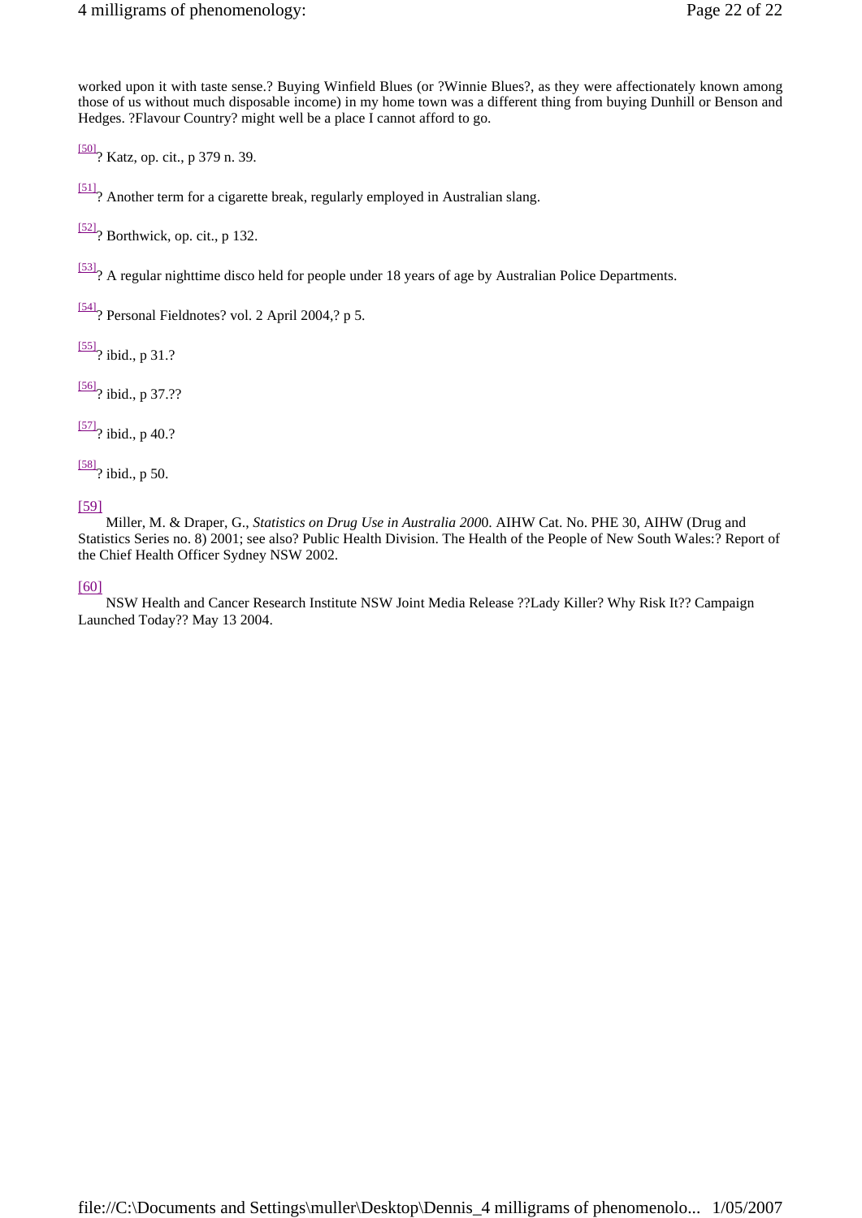worked upon it with taste sense.? Buying Winfield Blues (or ?Winnie Blues?, as they were affectionately known among those of us without much disposable income) in my home town was a different thing from buying Dunhill or Benson and Hedges. ?Flavour Country? might well be a place I cannot afford to go.

[50]? Katz, op. cit., p 379 n. 39.

[51]? Another term for a cigarette break, regularly employed in Australian slang.

[52]? Borthwick, op. cit., p 132.

[53]? A regular nighttime disco held for people under 18 years of age by Australian Police Departments.

[54]? Personal Fieldnotes? vol. 2 April 2004,? p 5.

[55]? ibid., p 31.?

[56]? ibid., p 37.??

[57]? ibid., p 40.?

[58]? ibid., p 50.

[59]
Miller, M. & Draper, G., *Statistics on Drug Use in Australia 200*0. AIHW Cat. No. PHE 30, AIHW (Drug and Statistics Series no. 8) 2001; see also? Public Health Division. The Health of the People of New South Wales:? Report of the Chief Health Officer Sydney NSW 2002.

[60]
NSW Health and Cancer Research Institute NSW Joint Media Release ??Lady Killer? Why Risk It?? Campaign Launched Today?? May 13 2004.